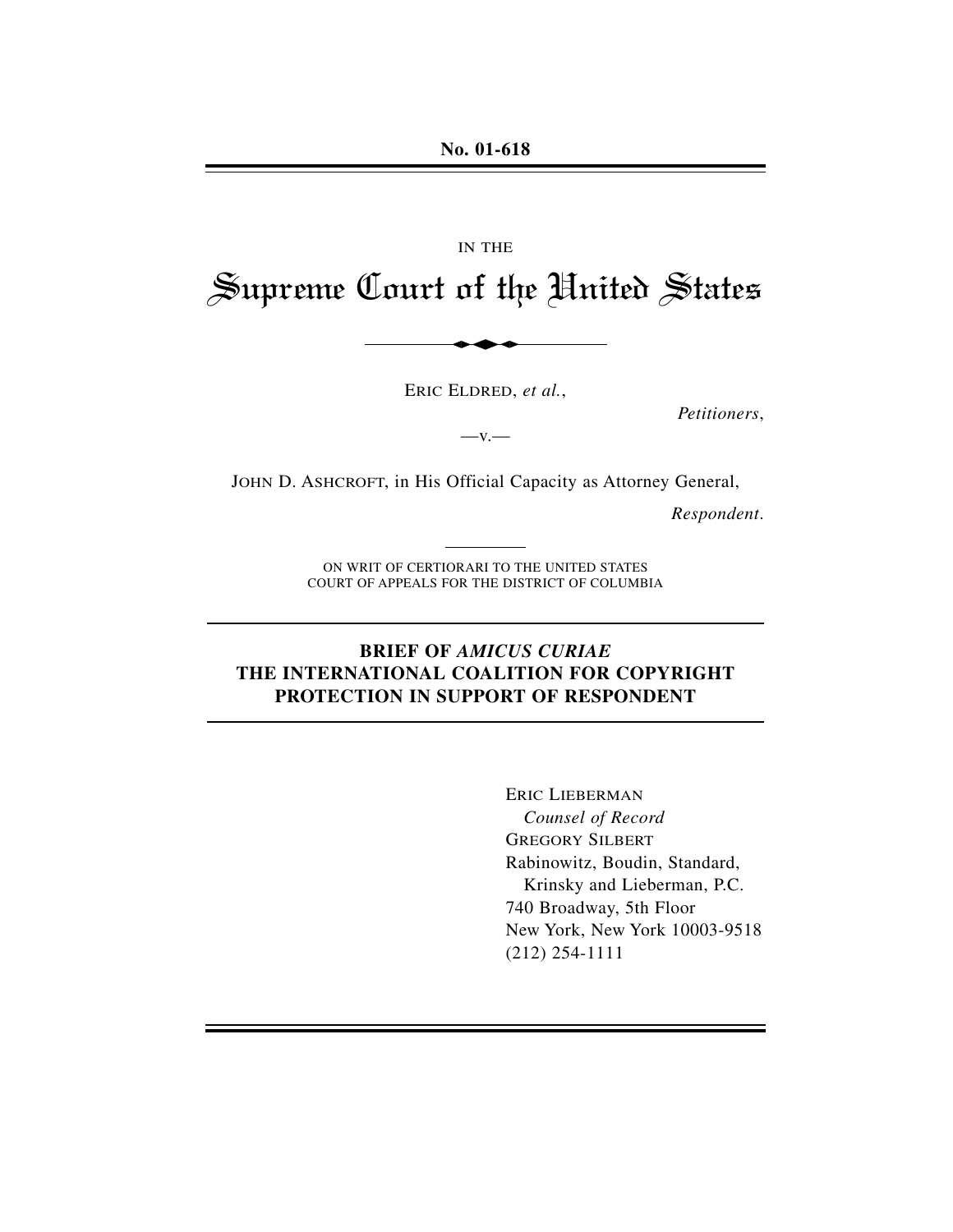No. 01-618

IN THE

# Supreme Court of the United States

ERIC ELDRED, *et al.*,

*Petitioners*,

—v.—

JOHN D. ASHCROFT, in His Official Capacity as Attorney General,

*Respondent*.

ON WRIT OF CERTIORARI TO THE UNITED STATES COURT OF APPEALS FOR THE DISTRICT OF COLUMBIA

## BRIEF OF *AMICUS CURIAE* THE INTERNATIONAL COALITION FOR COPYRIGHT PROTECTION IN SUPPORT OF RESPONDENT

ERIC LIEBERMAN
*Counsel of Record*
GREGORY SILBERT
Rabinowitz, Boudin, Standard,
Krinsky and Lieberman, P.C.
740 Broadway, 5th Floor
New York, New York 10003-9518
(212) 254-1111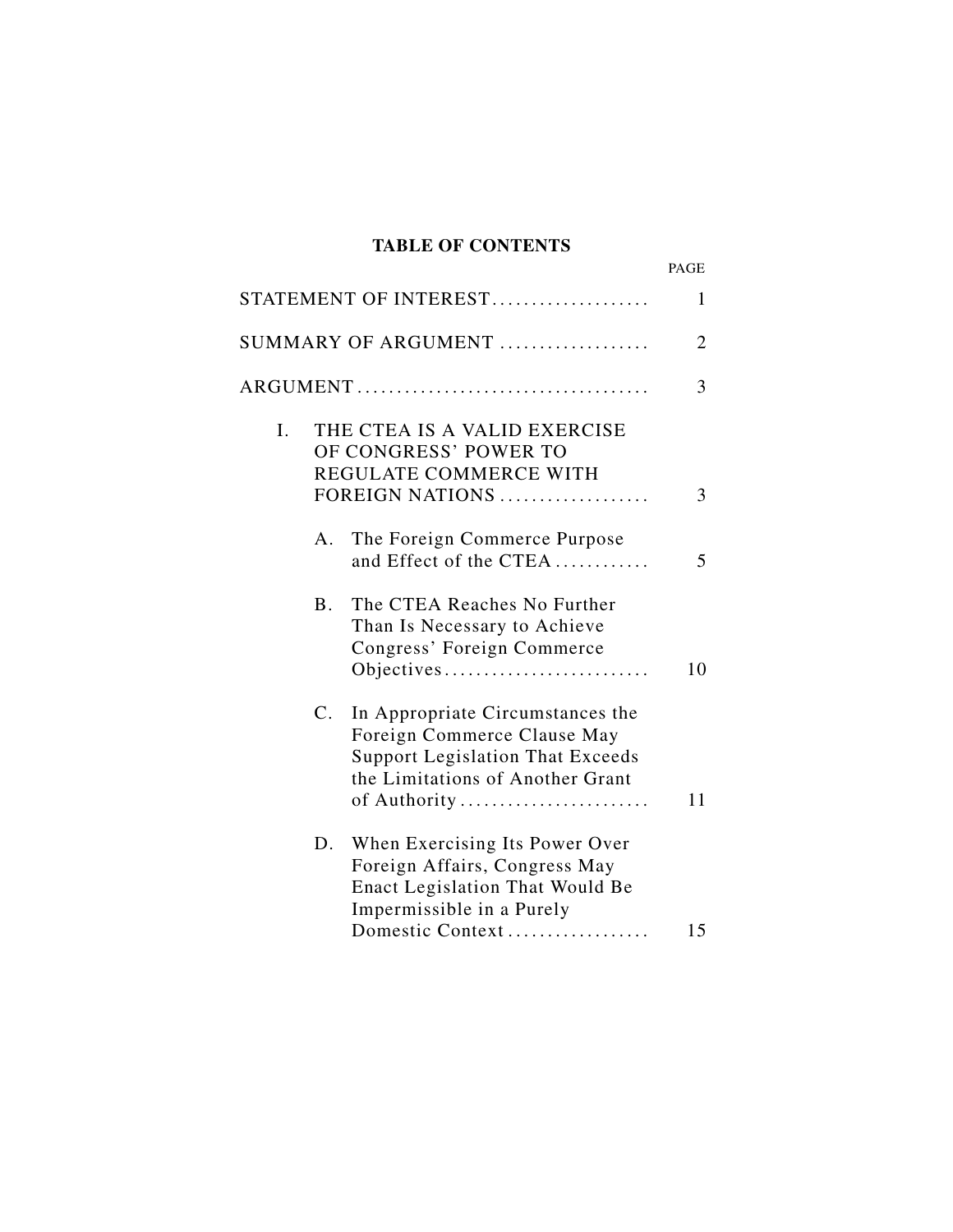## TABLE OF CONTENTS

| | PAGE |
|---|---|
| STATEMENT OF INTEREST | 1 |
| SUMMARY OF ARGUMENT | 2 |
| ARGUMENT | 3 |
| I. THE CTEA IS A VALID EXERCISE OF CONGRESS' POWER TO REGULATE COMMERCE WITH FOREIGN NATIONS | 3 |
| A. The Foreign Commerce Purpose and Effect of the CTEA | 5 |
| B. The CTEA Reaches No Further Than Is Necessary to Achieve Congress' Foreign Commerce Objectives | 10 |
| C. In Appropriate Circumstances the Foreign Commerce Clause May Support Legislation That Exceeds the Limitations of Another Grant of Authority | 11 |
| D. When Exercising Its Power Over Foreign Affairs, Congress May Enact Legislation That Would Be Impermissible in a Purely Domestic Context | 15 |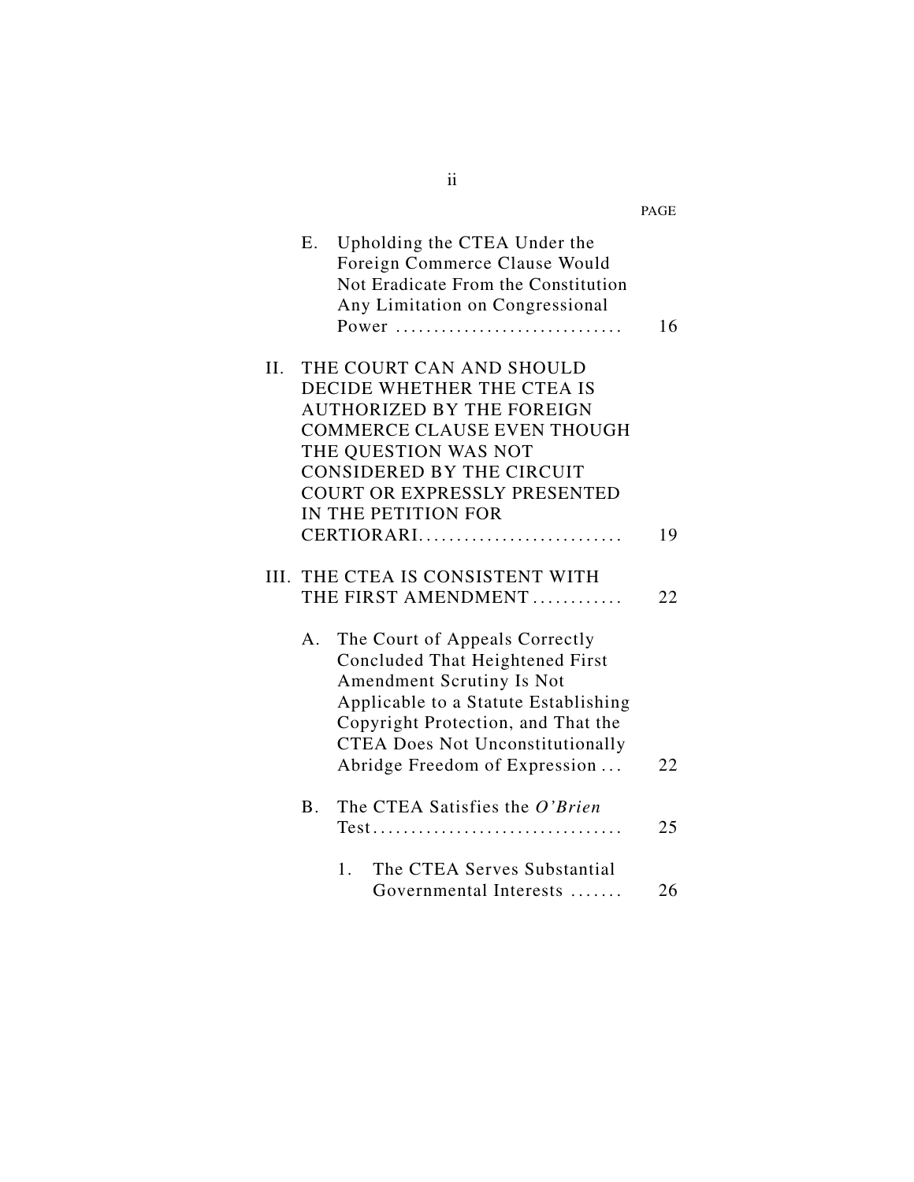| | PAGE |
|---|---|
| E. Upholding the CTEA Under the Foreign Commerce Clause Would Not Eradicate From the Constitution Any Limitation on Congressional Power ............................. | 16 |
| II. THE COURT CAN AND SHOULD DECIDE WHETHER THE CTEA IS AUTHORIZED BY THE FOREIGN COMMERCE CLAUSE EVEN THOUGH THE QUESTION WAS NOT CONSIDERED BY THE CIRCUIT COURT OR EXPRESSLY PRESENTED IN THE PETITION FOR CERTIORARI.......................... | 19 |
| III. THE CTEA IS CONSISTENT WITH THE FIRST AMENDMENT ............ | 22 |
| A. The Court of Appeals Correctly Concluded That Heightened First Amendment Scrutiny Is Not Applicable to a Statute Establishing Copyright Protection, and That the CTEA Does Not Unconstitutionally Abridge Freedom of Expression ... | 22 |
| B. The CTEA Satisfies the *O'Brien* Test................................ | 25 |
| 1. The CTEA Serves Substantial Governmental Interests ....... | 26 |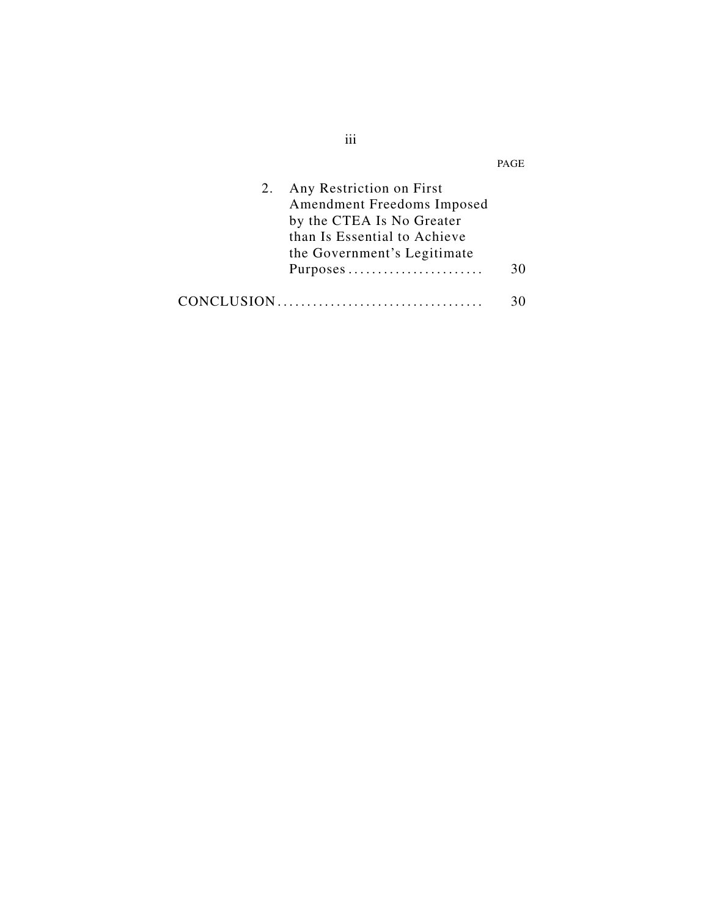| | PAGE |
|---|---|
| 2. Any Restriction on First Amendment Freedoms Imposed by the CTEA Is No Greater than Is Essential to Achieve the Government's Legitimate Purposes | 30 |
| CONCLUSION | 30 |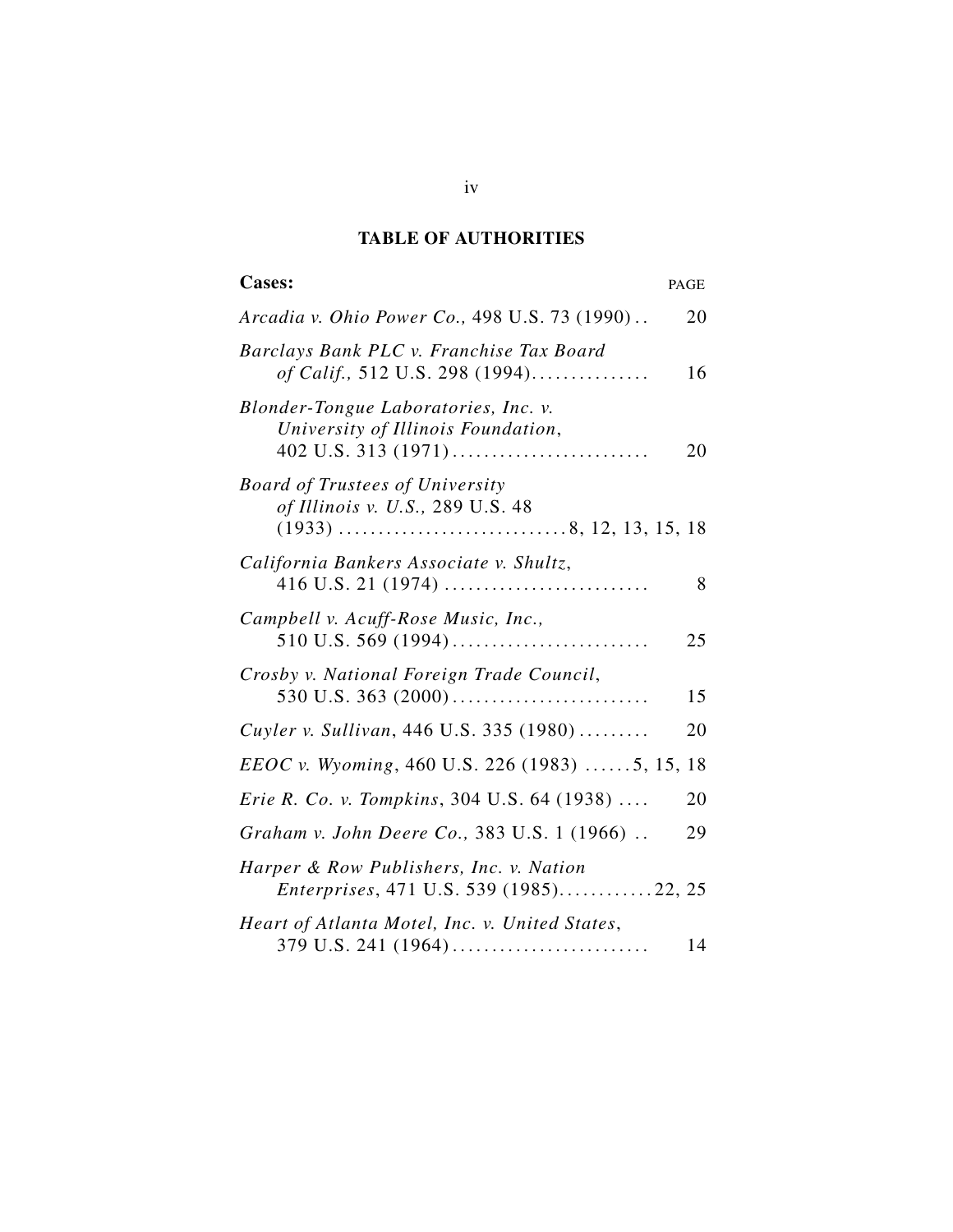## TABLE OF AUTHORITIES

**Cases:** PAGE

*Arcadia v. Ohio Power Co.,* 498 U.S. 73 (1990) . . 20

*Barclays Bank PLC v. Franchise Tax Board of Calif.,* 512 U.S. 298 (1994). . . . . . . . . . . . . . . 16

*Blonder-Tongue Laboratories, Inc. v. University of Illinois Foundation*, 402 U.S. 313 (1971) . . . . . . . . . . . . . . . . . . . . . . . . 20

*Board of Trustees of University of Illinois v. U.S.,* 289 U.S. 48 (1933) . . . . . . . . . . . . . . . . . . . . . . . . . . . . 8, 12, 13, 15, 18

*California Bankers Associate v. Shultz*, 416 U.S. 21 (1974) . . . . . . . . . . . . . . . . . . . . . . . . . 8

*Campbell v. Acuff-Rose Music, Inc.,* 510 U.S. 569 (1994) . . . . . . . . . . . . . . . . . . . . . . . . 25

*Crosby v. National Foreign Trade Council*, 530 U.S. 363 (2000) . . . . . . . . . . . . . . . . . . . . . . . . 15

*Cuyler v. Sullivan*, 446 U.S. 335 (1980) . . . . . . . . . 20

*EEOC v. Wyoming*, 460 U.S. 226 (1983) . . . . . . 5, 15, 18

*Erie R. Co. v. Tompkins*, 304 U.S. 64 (1938) . . . . 20

*Graham v. John Deere Co.,* 383 U.S. 1 (1966) . . 29

*Harper & Row Publishers, Inc. v. Nation Enterprises*, 471 U.S. 539 (1985). . . . . . . . . . . . 22, 25

*Heart of Atlanta Motel, Inc. v. United States*, 379 U.S. 241 (1964) . . . . . . . . . . . . . . . . . . . . . . . . 14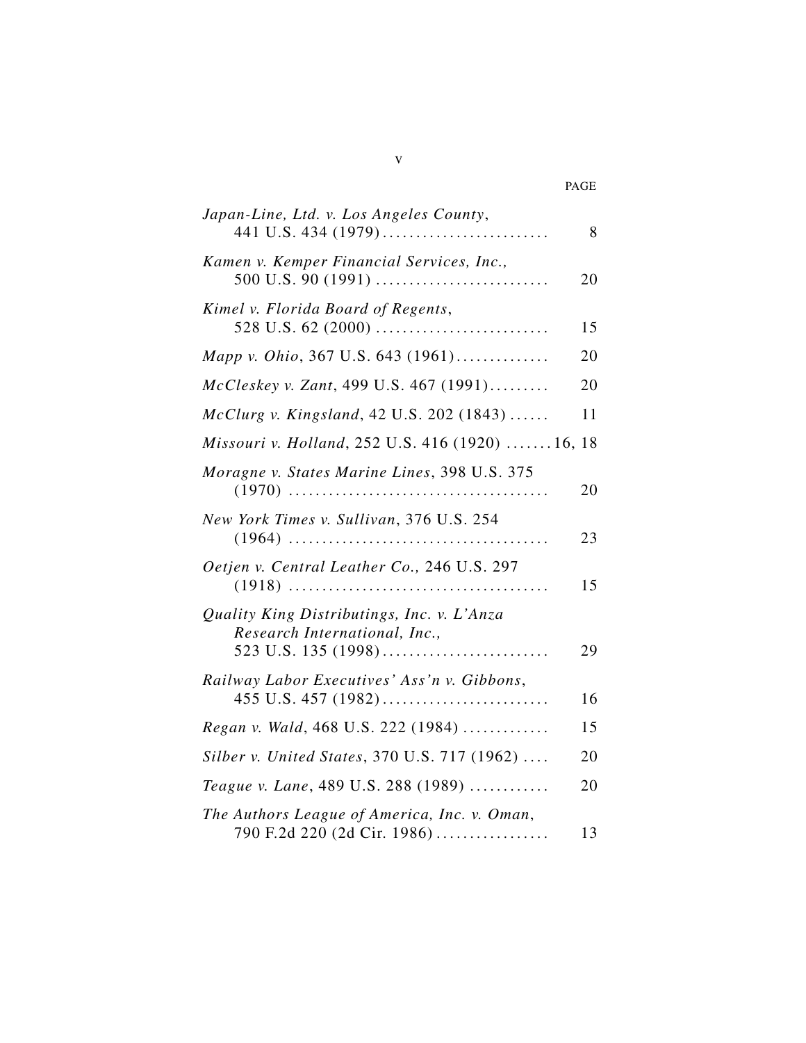PAGE

*Japan-Line, Ltd. v. Los Angeles County*, 441 U.S. 434 (1979) . . . . . . . . . . . . . . . . . . . . . . . . . 8

*Kamen v. Kemper Financial Services, Inc.*, 500 U.S. 90 (1991) . . . . . . . . . . . . . . . . . . . . . . . . . . 20

*Kimel v. Florida Board of Regents*, 528 U.S. 62 (2000) . . . . . . . . . . . . . . . . . . . . . . . . . . 15

*Mapp v. Ohio*, 367 U.S. 643 (1961). . . . . . . . . . . . . . 20

*McCleskey v. Zant*, 499 U.S. 467 (1991). . . . . . . . . 20

*McClurg v. Kingsland*, 42 U.S. 202 (1843) . . . . . . 11

*Missouri v. Holland*, 252 U.S. 416 (1920) . . . . . . . 16, 18

*Moragne v. States Marine Lines*, 398 U.S. 375 (1970) . . . . . . . . . . . . . . . . . . . . . . . . . . . . . . . . . . . . . . . 20

*New York Times v. Sullivan*, 376 U.S. 254 (1964) . . . . . . . . . . . . . . . . . . . . . . . . . . . . . . . . . . . . . . . 23

*Oetjen v. Central Leather Co.,* 246 U.S. 297 (1918) . . . . . . . . . . . . . . . . . . . . . . . . . . . . . . . . . . . . . . . 15

*Quality King Distributings, Inc. v. L'Anza Research International, Inc.,* 523 U.S. 135 (1998) . . . . . . . . . . . . . . . . . . . . . . . . . 29

*Railway Labor Executives' Ass'n v. Gibbons*, 455 U.S. 457 (1982) . . . . . . . . . . . . . . . . . . . . . . . . . 16

*Regan v. Wald*, 468 U.S. 222 (1984) . . . . . . . . . . . . . 15

*Silber v. United States*, 370 U.S. 717 (1962) . . . . 20

*Teague v. Lane*, 489 U.S. 288 (1989) . . . . . . . . . . . . 20

*The Authors League of America, Inc. v. Oman*, 790 F.2d 220 (2d Cir. 1986) . . . . . . . . . . . . . . . . . 13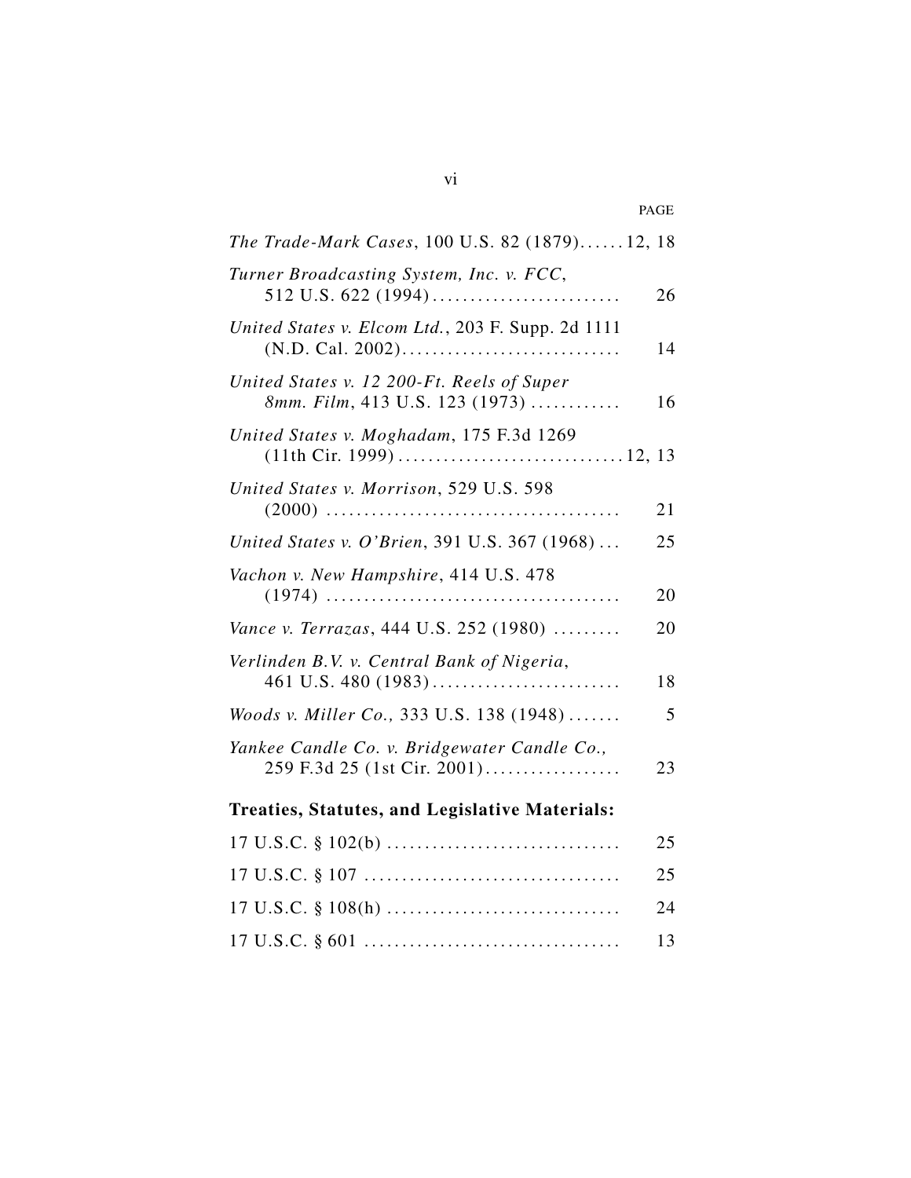PAGE

*The Trade-Mark Cases*, 100 U.S. 82 (1879)......12, 18

*Turner Broadcasting System, Inc. v. FCC*, 512 U.S. 622 (1994)......................... 26

*United States v. Elcom Ltd.*, 203 F. Supp. 2d 1111 (N.D. Cal. 2002)............................ 14

*United States v. 12 200-Ft. Reels of Super 8mm. Film*, 413 U.S. 123 (1973) ............ 16

*United States v. Moghadam*, 175 F.3d 1269 (11th Cir. 1999) ..............................12, 13

*United States v. Morrison*, 529 U.S. 598 (2000) ....................................... 21

*United States v. O'Brien*, 391 U.S. 367 (1968) ... 25

*Vachon v. New Hampshire*, 414 U.S. 478 (1974) ....................................... 20

*Vance v. Terrazas*, 444 U.S. 252 (1980) ......... 20

*Verlinden B.V. v. Central Bank of Nigeria*, 461 U.S. 480 (1983)......................... 18

*Woods v. Miller Co.,* 333 U.S. 138 (1948) ....... 5

*Yankee Candle Co. v. Bridgewater Candle Co.,* 259 F.3d 25 (1st Cir. 2001).................. 23

**Treaties, Statutes, and Legislative Materials:**

17 U.S.C. § 102(b) ............................... 25

17 U.S.C. § 107 .................................. 25

17 U.S.C. § 108(h) ............................... 24

17 U.S.C. § 601 .................................. 13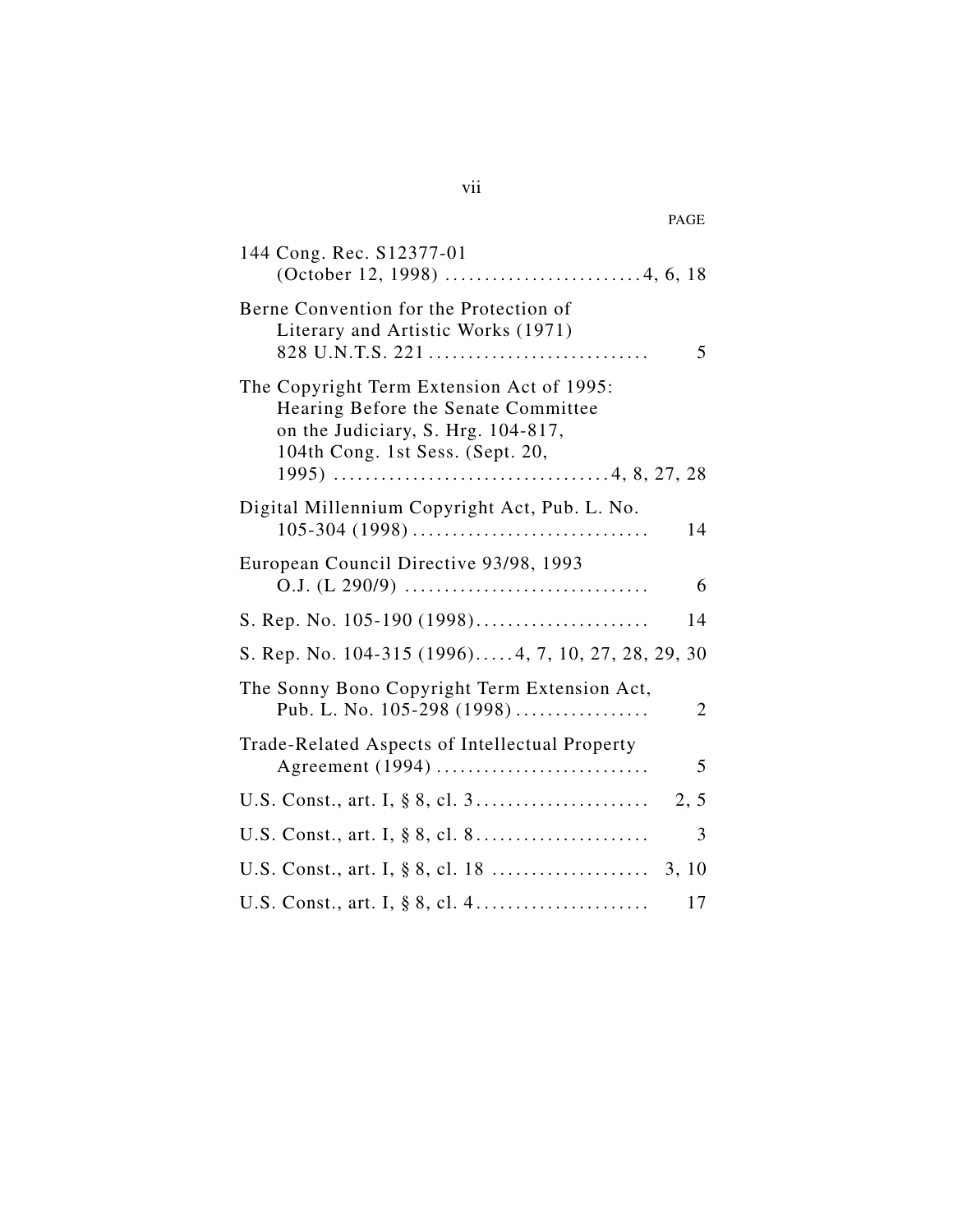| | PAGE |
|---|---|
| 144 Cong. Rec. S12377-01 (October 12, 1998) | 4, 6, 18 |
| Berne Convention for the Protection of Literary and Artistic Works (1971) 828 U.N.T.S. 221 | 5 |
| The Copyright Term Extension Act of 1995: Hearing Before the Senate Committee on the Judiciary, S. Hrg. 104-817, 104th Cong. 1st Sess. (Sept. 20, 1995) | 4, 8, 27, 28 |
| Digital Millennium Copyright Act, Pub. L. No. 105-304 (1998) | 14 |
| European Council Directive 93/98, 1993 O.J. (L 290/9) | 6 |
| S. Rep. No. 105-190 (1998) | 14 |
| S. Rep. No. 104-315 (1996) | 4, 7, 10, 27, 28, 29, 30 |
| The Sonny Bono Copyright Term Extension Act, Pub. L. No. 105-298 (1998) | 2 |
| Trade-Related Aspects of Intellectual Property Agreement (1994) | 5 |
| U.S. Const., art. I, § 8, cl. 3 | 2, 5 |
| U.S. Const., art. I, § 8, cl. 8 | 3 |
| U.S. Const., art. I, § 8, cl. 18 | 3, 10 |
| U.S. Const., art. I, § 8, cl. 4 | 17 |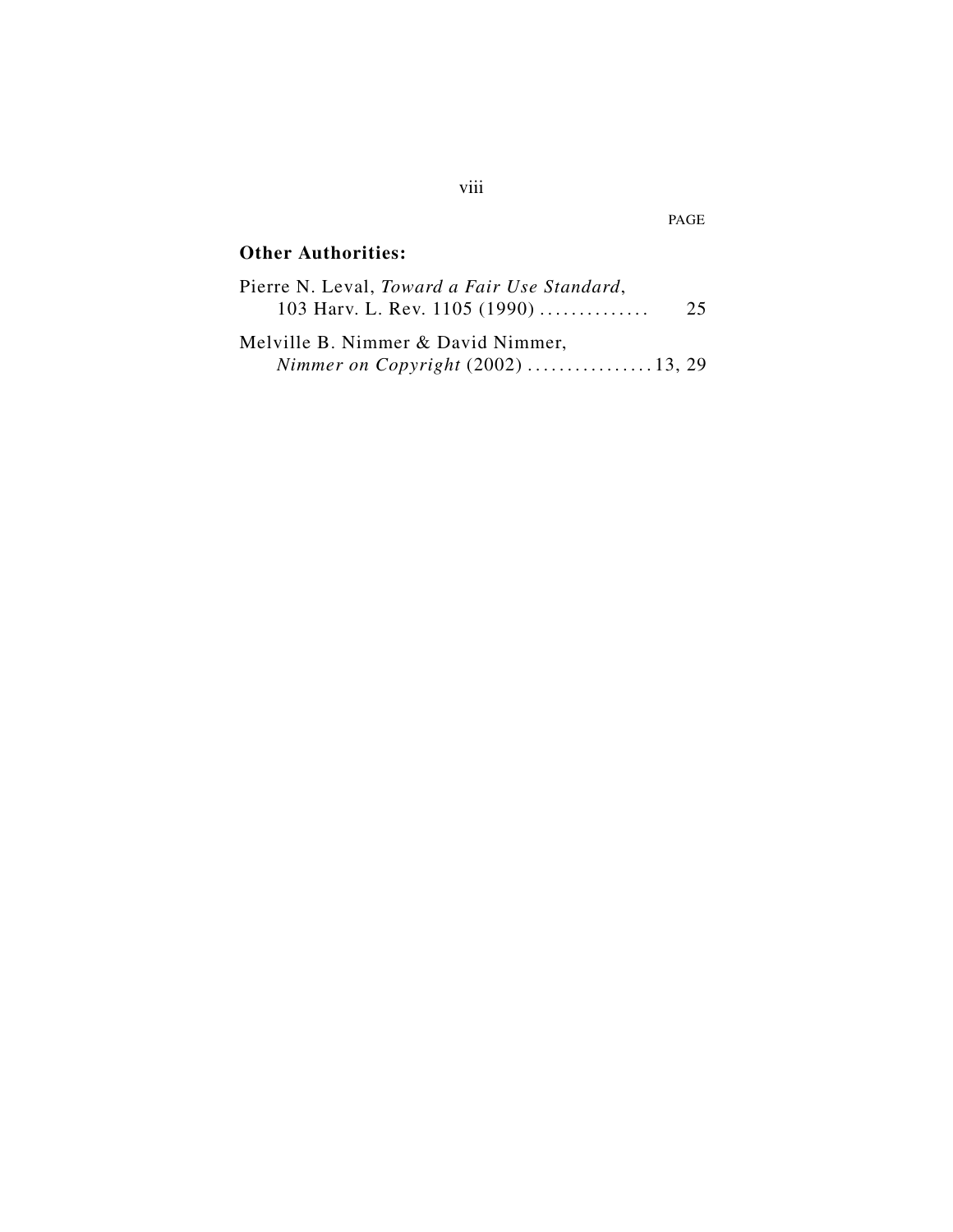PAGE

**Other Authorities:**

Pierre N. Leval, *Toward a Fair Use Standard*, 103 Harv. L. Rev. 1105 (1990) ............. 25

Melville B. Nimmer & David Nimmer, *Nimmer on Copyright* (2002) ................ 13, 29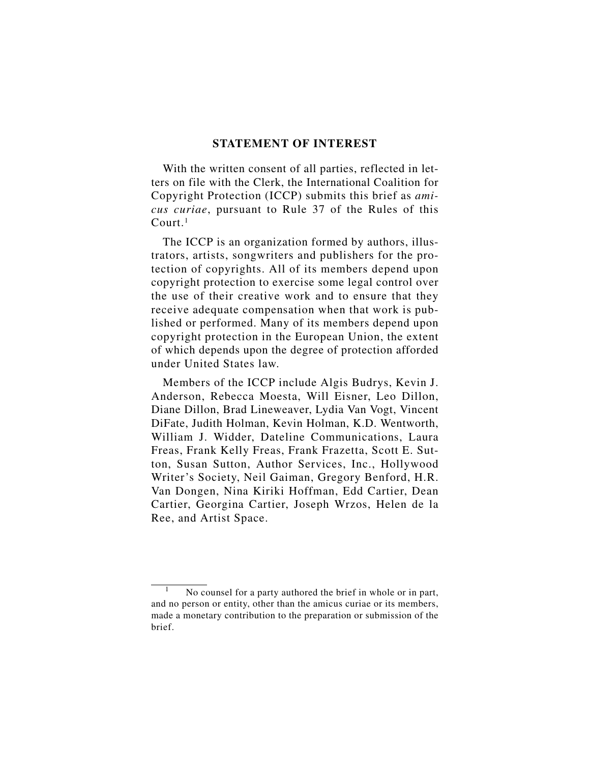## STATEMENT OF INTEREST

With the written consent of all parties, reflected in letters on file with the Clerk, the International Coalition for Copyright Protection (ICCP) submits this brief as *amicus curiae*, pursuant to Rule 37 of the Rules of this Court.[1]

The ICCP is an organization formed by authors, illustrators, artists, songwriters and publishers for the protection of copyrights. All of its members depend upon copyright protection to exercise some legal control over the use of their creative work and to ensure that they receive adequate compensation when that work is published or performed. Many of its members depend upon copyright protection in the European Union, the extent of which depends upon the degree of protection afforded under United States law.

Members of the ICCP include Algis Budrys, Kevin J. Anderson, Rebecca Moesta, Will Eisner, Leo Dillon, Diane Dillon, Brad Lineweaver, Lydia Van Vogt, Vincent DiFate, Judith Holman, Kevin Holman, K.D. Wentworth, William J. Widder, Dateline Communications, Laura Freas, Frank Kelly Freas, Frank Frazetta, Scott E. Sutton, Susan Sutton, Author Services, Inc., Hollywood Writer's Society, Neil Gaiman, Gregory Benford, H.R. Van Dongen, Nina Kiriki Hoffman, Edd Cartier, Dean Cartier, Georgina Cartier, Joseph Wrzos, Helen de la Ree, and Artist Space.

---

[1] No counsel for a party authored the brief in whole or in part, and no person or entity, other than the amicus curiae or its members, made a monetary contribution to the preparation or submission of the brief.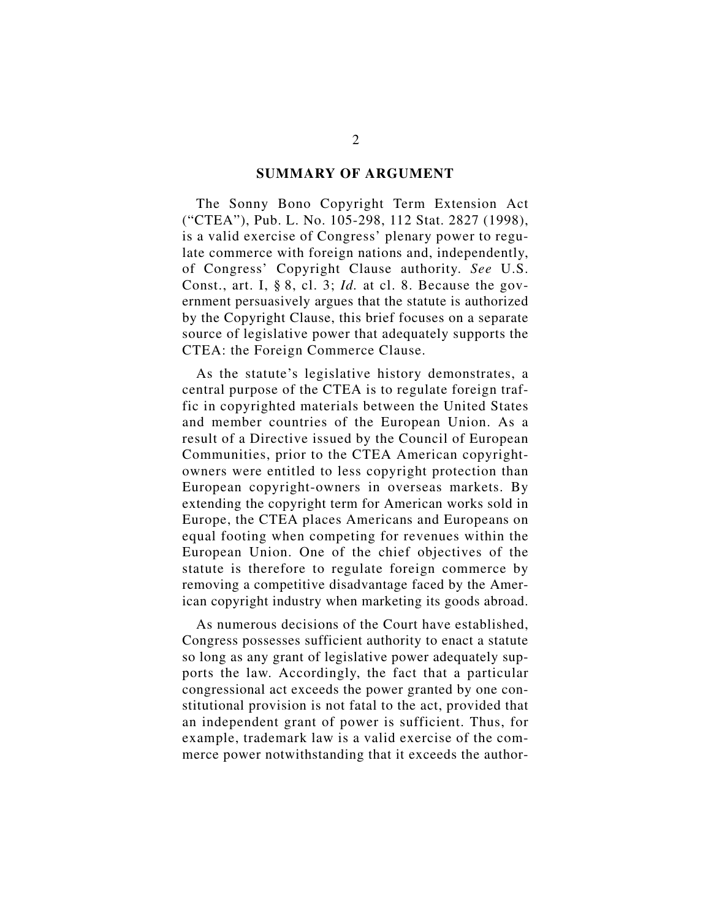## SUMMARY OF ARGUMENT

The Sonny Bono Copyright Term Extension Act ("CTEA"), Pub. L. No. 105-298, 112 Stat. 2827 (1998), is a valid exercise of Congress' plenary power to regulate commerce with foreign nations and, independently, of Congress' Copyright Clause authority. *See* U.S. Const., art. I, § 8, cl. 3; *Id.* at cl. 8. Because the government persuasively argues that the statute is authorized by the Copyright Clause, this brief focuses on a separate source of legislative power that adequately supports the CTEA: the Foreign Commerce Clause.

As the statute's legislative history demonstrates, a central purpose of the CTEA is to regulate foreign traffic in copyrighted materials between the United States and member countries of the European Union. As a result of a Directive issued by the Council of European Communities, prior to the CTEA American copyright-owners were entitled to less copyright protection than European copyright-owners in overseas markets. By extending the copyright term for American works sold in Europe, the CTEA places Americans and Europeans on equal footing when competing for revenues within the European Union. One of the chief objectives of the statute is therefore to regulate foreign commerce by removing a competitive disadvantage faced by the American copyright industry when marketing its goods abroad.

As numerous decisions of the Court have established, Congress possesses sufficient authority to enact a statute so long as any grant of legislative power adequately supports the law. Accordingly, the fact that a particular congressional act exceeds the power granted by one constitutional provision is not fatal to the act, provided that an independent grant of power is sufficient. Thus, for example, trademark law is a valid exercise of the commerce power notwithstanding that it exceeds the author-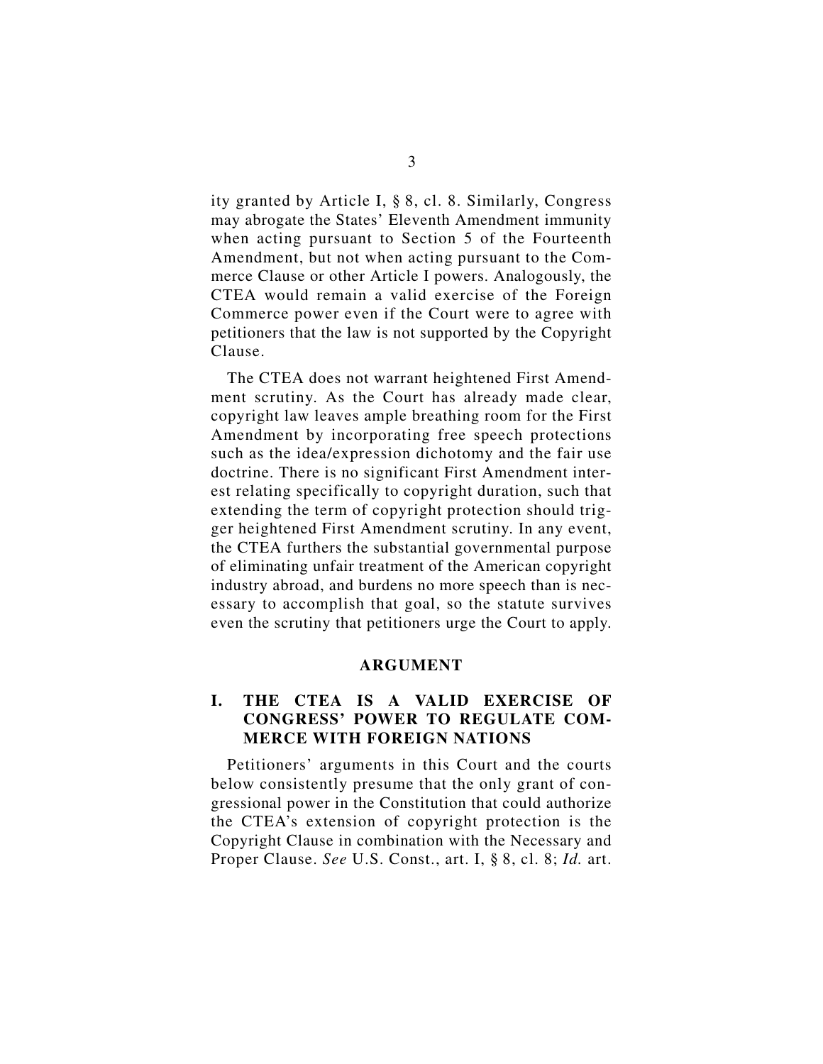ity granted by Article I, § 8, cl. 8. Similarly, Congress may abrogate the States' Eleventh Amendment immunity when acting pursuant to Section 5 of the Fourteenth Amendment, but not when acting pursuant to the Commerce Clause or other Article I powers. Analogously, the CTEA would remain a valid exercise of the Foreign Commerce power even if the Court were to agree with petitioners that the law is not supported by the Copyright Clause.

The CTEA does not warrant heightened First Amendment scrutiny. As the Court has already made clear, copyright law leaves ample breathing room for the First Amendment by incorporating free speech protections such as the idea/expression dichotomy and the fair use doctrine. There is no significant First Amendment interest relating specifically to copyright duration, such that extending the term of copyright protection should trigger heightened First Amendment scrutiny. In any event, the CTEA furthers the substantial governmental purpose of eliminating unfair treatment of the American copyright industry abroad, and burdens no more speech than is necessary to accomplish that goal, so the statute survives even the scrutiny that petitioners urge the Court to apply.

## ARGUMENT

### I. THE CTEA IS A VALID EXERCISE OF CONGRESS' POWER TO REGULATE COMMERCE WITH FOREIGN NATIONS

Petitioners' arguments in this Court and the courts below consistently presume that the only grant of congressional power in the Constitution that could authorize the CTEA's extension of copyright protection is the Copyright Clause in combination with the Necessary and Proper Clause. *See* U.S. Const., art. I, § 8, cl. 8; *Id.* art.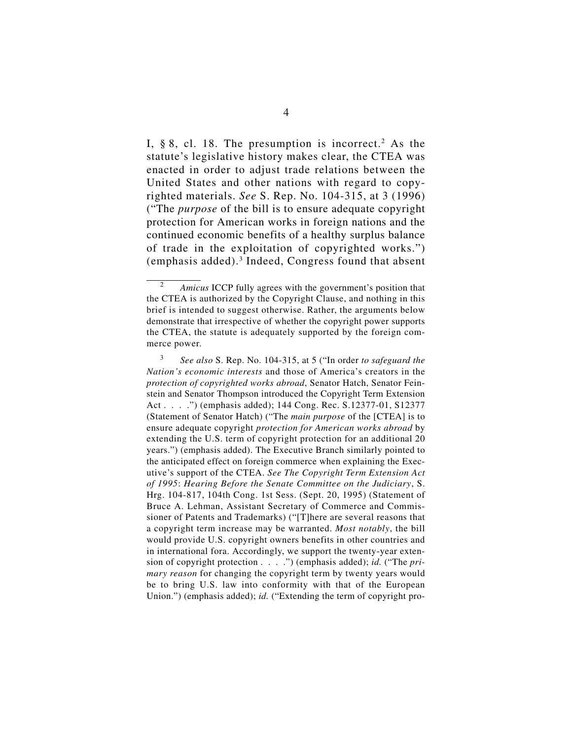I, § 8, cl. 18. The presumption is incorrect.[2] As the statute's legislative history makes clear, the CTEA was enacted in order to adjust trade relations between the United States and other nations with regard to copyrighted materials. *See* S. Rep. No. 104-315, at 3 (1996) ("The *purpose* of the bill is to ensure adequate copyright protection for American works in foreign nations and the continued economic benefits of a healthy surplus balance of trade in the exploitation of copyrighted works.") (emphasis added).[3] Indeed, Congress found that absent

---

[2] *Amicus* ICCP fully agrees with the government's position that the CTEA is authorized by the Copyright Clause, and nothing in this brief is intended to suggest otherwise. Rather, the arguments below demonstrate that irrespective of whether the copyright power supports the CTEA, the statute is adequately supported by the foreign commerce power.

[3] *See also* S. Rep. No. 104-315, at 5 ("In order *to safeguard the Nation's economic interests* and those of America's creators in the *protection of copyrighted works abroad*, Senator Hatch, Senator Feinstein and Senator Thompson introduced the Copyright Term Extension Act . . . .") (emphasis added); 144 Cong. Rec. S.12377-01, S12377 (Statement of Senator Hatch) ("The *main purpose* of the [CTEA] is to ensure adequate copyright *protection for American works abroad* by extending the U.S. term of copyright protection for an additional 20 years.") (emphasis added). The Executive Branch similarly pointed to the anticipated effect on foreign commerce when explaining the Executive's support of the CTEA. *See The Copyright Term Extension Act of 1995*: *Hearing Before the Senate Committee on the Judiciary*, S. Hrg. 104-817, 104th Cong. 1st Sess. (Sept. 20, 1995) (Statement of Bruce A. Lehman, Assistant Secretary of Commerce and Commissioner of Patents and Trademarks) ("[T]here are several reasons that a copyright term increase may be warranted. *Most notably*, the bill would provide U.S. copyright owners benefits in other countries and in international fora. Accordingly, we support the twenty-year extension of copyright protection . . . .") (emphasis added); *id.* ("The *primary reason* for changing the copyright term by twenty years would be to bring U.S. law into conformity with that of the European Union.") (emphasis added); *id.* ("Extending the term of copyright pro-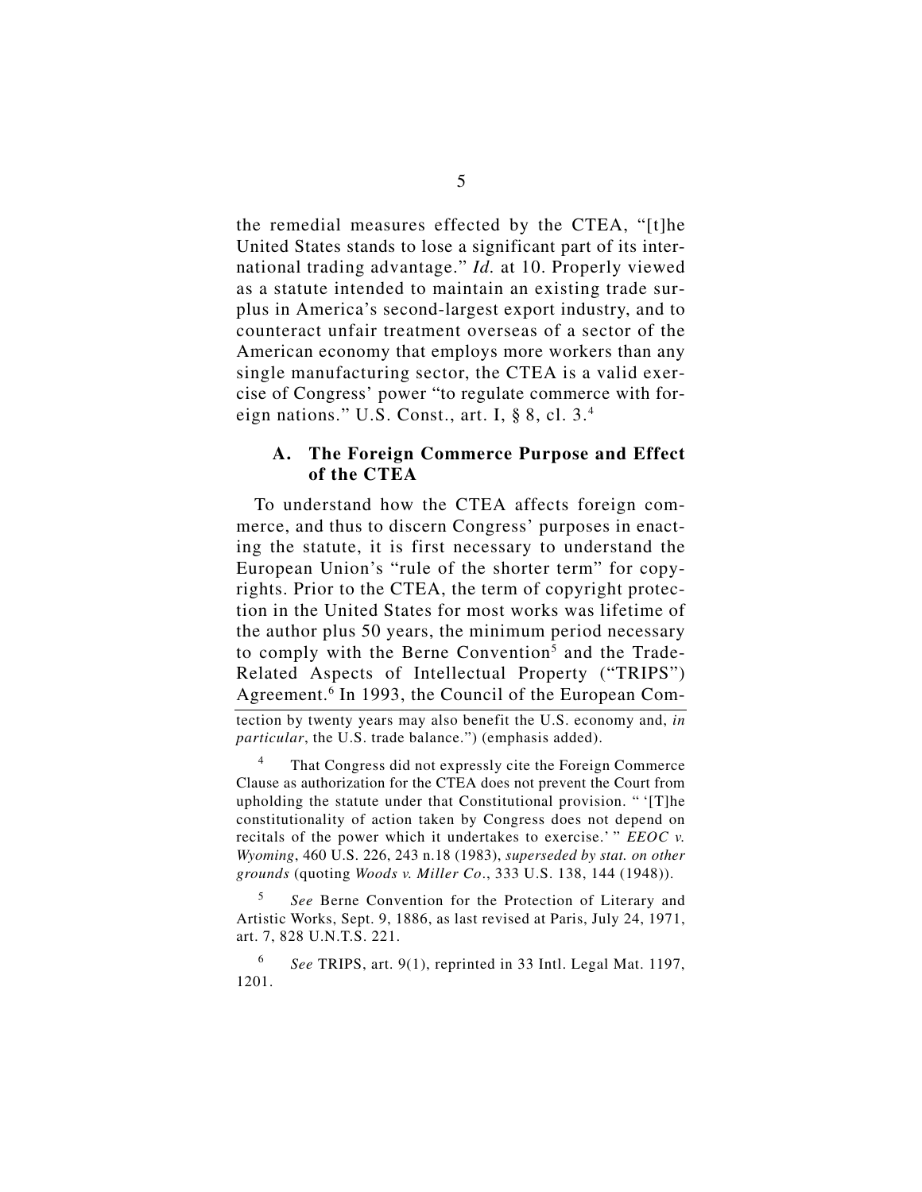the remedial measures effected by the CTEA, "[t]he United States stands to lose a significant part of its international trading advantage." *Id.* at 10. Properly viewed as a statute intended to maintain an existing trade surplus in America's second-largest export industry, and to counteract unfair treatment overseas of a sector of the American economy that employs more workers than any single manufacturing sector, the CTEA is a valid exercise of Congress' power "to regulate commerce with foreign nations." U.S. Const., art. I, § 8, cl. 3.[4]

### A. The Foreign Commerce Purpose and Effect of the CTEA

To understand how the CTEA affects foreign commerce, and thus to discern Congress' purposes in enacting the statute, it is first necessary to understand the European Union's "rule of the shorter term" for copyrights. Prior to the CTEA, the term of copyright protection in the United States for most works was lifetime of the author plus 50 years, the minimum period necessary to comply with the Berne Convention[5] and the Trade-Related Aspects of Intellectual Property ("TRIPS") Agreement.[6] In 1993, the Council of the European Com-

---

tection by twenty years may also benefit the U.S. economy and, *in particular*, the U.S. trade balance.") (emphasis added).

[4] That Congress did not expressly cite the Foreign Commerce Clause as authorization for the CTEA does not prevent the Court from upholding the statute under that Constitutional provision. " '[T]he constitutionality of action taken by Congress does not depend on recitals of the power which it undertakes to exercise.' " *EEOC v. Wyoming*, 460 U.S. 226, 243 n.18 (1983), *superseded by stat. on other grounds* (quoting *Woods v. Miller Co*., 333 U.S. 138, 144 (1948)).

[5] *See* Berne Convention for the Protection of Literary and Artistic Works, Sept. 9, 1886, as last revised at Paris, July 24, 1971, art. 7, 828 U.N.T.S. 221.

[6] *See* TRIPS, art. 9(1), reprinted in 33 Intl. Legal Mat. 1197, 1201.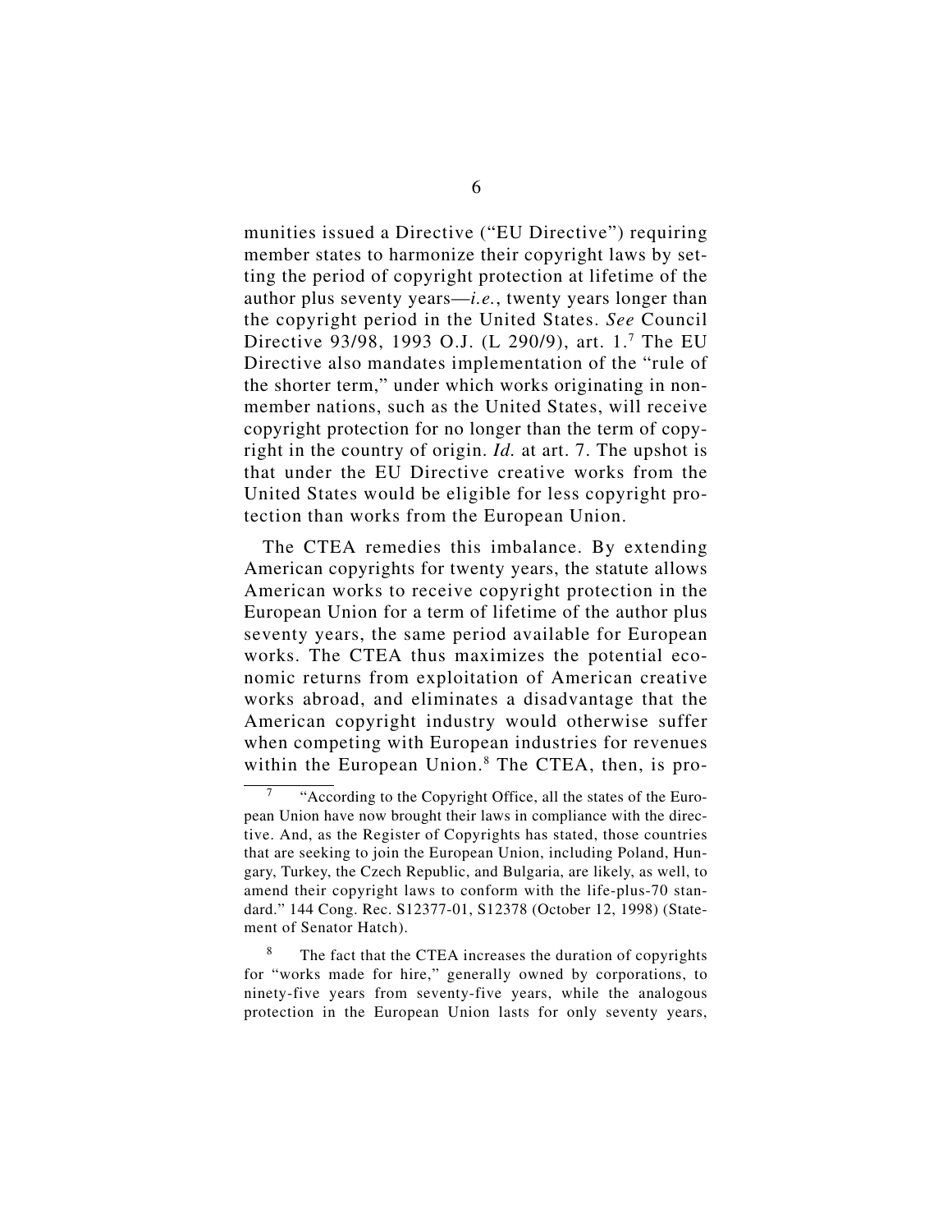munities issued a Directive ("EU Directive") requiring member states to harmonize their copyright laws by setting the period of copyright protection at lifetime of the author plus seventy years—*i.e.*, twenty years longer than the copyright period in the United States. *See* Council Directive 93/98, 1993 O.J. (L 290/9), art. 1.[7] The EU Directive also mandates implementation of the "rule of the shorter term," under which works originating in non-member nations, such as the United States, will receive copyright protection for no longer than the term of copyright in the country of origin. *Id.* at art. 7. The upshot is that under the EU Directive creative works from the United States would be eligible for less copyright protection than works from the European Union.

The CTEA remedies this imbalance. By extending American copyrights for twenty years, the statute allows American works to receive copyright protection in the European Union for a term of lifetime of the author plus seventy years, the same period available for European works. The CTEA thus maximizes the potential economic returns from exploitation of American creative works abroad, and eliminates a disadvantage that the American copyright industry would otherwise suffer when competing with European industries for revenues within the European Union.[8] The CTEA, then, is pro-

---

[7] "According to the Copyright Office, all the states of the European Union have now brought their laws in compliance with the directive. And, as the Register of Copyrights has stated, those countries that are seeking to join the European Union, including Poland, Hungary, Turkey, the Czech Republic, and Bulgaria, are likely, as well, to amend their copyright laws to conform with the life-plus-70 standard." 144 Cong. Rec. S12377-01, S12378 (October 12, 1998) (Statement of Senator Hatch).

[8] The fact that the CTEA increases the duration of copyrights for "works made for hire," generally owned by corporations, to ninety-five years from seventy-five years, while the analogous protection in the European Union lasts for only seventy years,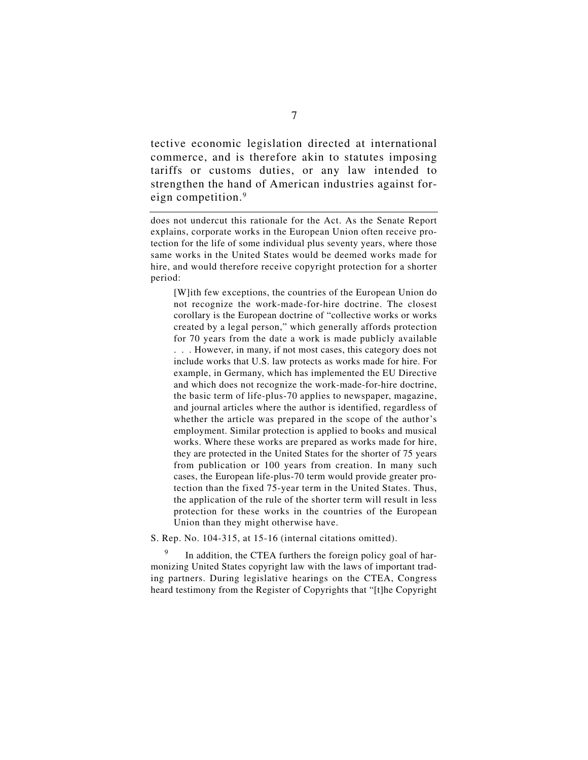tective economic legislation directed at international commerce, and is therefore akin to statutes imposing tariffs or customs duties, or any law intended to strengthen the hand of American industries against foreign competition.[9]

---

does not undercut this rationale for the Act. As the Senate Report explains, corporate works in the European Union often receive protection for the life of some individual plus seventy years, where those same works in the United States would be deemed works made for hire, and would therefore receive copyright protection for a shorter period:

> [W]ith few exceptions, the countries of the European Union do not recognize the work-made-for-hire doctrine. The closest corollary is the European doctrine of "collective works or works created by a legal person," which generally affords protection for 70 years from the date a work is made publicly available . . . However, in many, if not most cases, this category does not include works that U.S. law protects as works made for hire. For example, in Germany, which has implemented the EU Directive and which does not recognize the work-made-for-hire doctrine, the basic term of life-plus-70 applies to newspaper, magazine, and journal articles where the author is identified, regardless of whether the article was prepared in the scope of the author's employment. Similar protection is applied to books and musical works. Where these works are prepared as works made for hire, they are protected in the United States for the shorter of 75 years from publication or 100 years from creation. In many such cases, the European life-plus-70 term would provide greater protection than the fixed 75-year term in the United States. Thus, the application of the rule of the shorter term will result in less protection for these works in the countries of the European Union than they might otherwise have.

S. Rep. No. 104-315, at 15-16 (internal citations omitted).

[9] In addition, the CTEA furthers the foreign policy goal of harmonizing United States copyright law with the laws of important trading partners. During legislative hearings on the CTEA, Congress heard testimony from the Register of Copyrights that "[t]he Copyright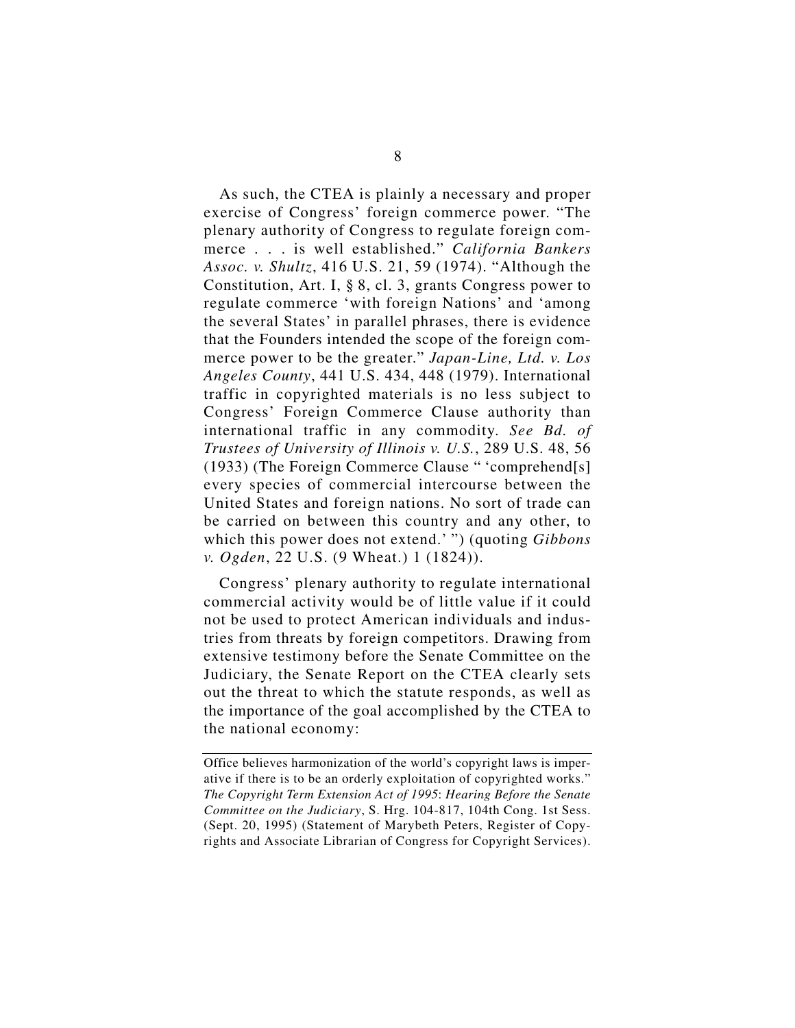As such, the CTEA is plainly a necessary and proper exercise of Congress' foreign commerce power. "The plenary authority of Congress to regulate foreign commerce . . . is well established." *California Bankers Assoc. v. Shultz*, 416 U.S. 21, 59 (1974). "Although the Constitution, Art. I, § 8, cl. 3, grants Congress power to regulate commerce 'with foreign Nations' and 'among the several States' in parallel phrases, there is evidence that the Founders intended the scope of the foreign commerce power to be the greater." *Japan-Line, Ltd. v. Los Angeles County*, 441 U.S. 434, 448 (1979). International traffic in copyrighted materials is no less subject to Congress' Foreign Commerce Clause authority than international traffic in any commodity. *See Bd. of Trustees of University of Illinois v. U.S.*, 289 U.S. 48, 56 (1933) (The Foreign Commerce Clause " 'comprehend[s] every species of commercial intercourse between the United States and foreign nations. No sort of trade can be carried on between this country and any other, to which this power does not extend.' ") (quoting *Gibbons v. Ogden*, 22 U.S. (9 Wheat.) 1 (1824)).

Congress' plenary authority to regulate international commercial activity would be of little value if it could not be used to protect American individuals and industries from threats by foreign competitors. Drawing from extensive testimony before the Senate Committee on the Judiciary, the Senate Report on the CTEA clearly sets out the threat to which the statute responds, as well as the importance of the goal accomplished by the CTEA to the national economy:

---

Office believes harmonization of the world's copyright laws is imperative if there is to be an orderly exploitation of copyrighted works." *The Copyright Term Extension Act of 1995*: *Hearing Before the Senate Committee on the Judiciary*, S. Hrg. 104-817, 104th Cong. 1st Sess. (Sept. 20, 1995) (Statement of Marybeth Peters, Register of Copyrights and Associate Librarian of Congress for Copyright Services).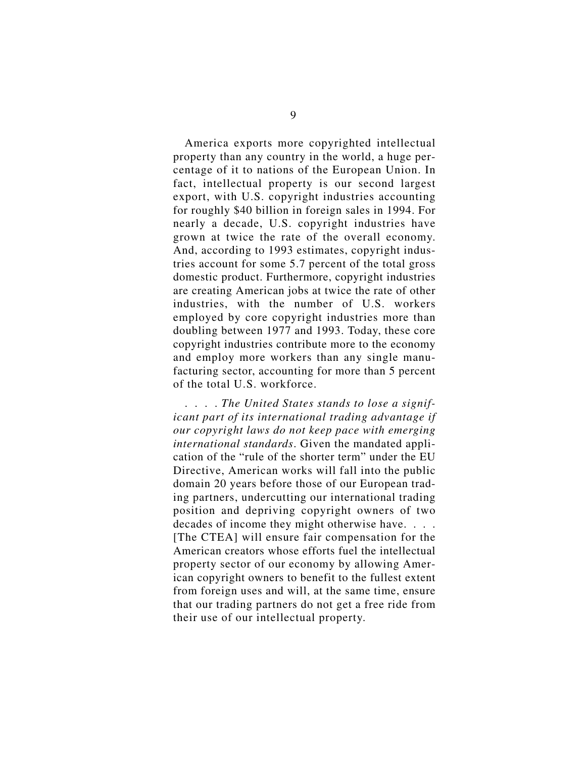America exports more copyrighted intellectual property than any country in the world, a huge percentage of it to nations of the European Union. In fact, intellectual property is our second largest export, with U.S. copyright industries accounting for roughly $40 billion in foreign sales in 1994. For nearly a decade, U.S. copyright industries have grown at twice the rate of the overall economy. And, according to 1993 estimates, copyright industries account for some 5.7 percent of the total gross domestic product. Furthermore, copyright industries are creating American jobs at twice the rate of other industries, with the number of U.S. workers employed by core copyright industries more than doubling between 1977 and 1993. Today, these core copyright industries contribute more to the economy and employ more workers than any single manufacturing sector, accounting for more than 5 percent of the total U.S. workforce.

. . . . *The United States stands to lose a significant part of its international trading advantage if our copyright laws do not keep pace with emerging international standards*. Given the mandated application of the "rule of the shorter term" under the EU Directive, American works will fall into the public domain 20 years before those of our European trading partners, undercutting our international trading position and depriving copyright owners of two decades of income they might otherwise have. . . . [The CTEA] will ensure fair compensation for the American creators whose efforts fuel the intellectual property sector of our economy by allowing American copyright owners to benefit to the fullest extent from foreign uses and will, at the same time, ensure that our trading partners do not get a free ride from their use of our intellectual property.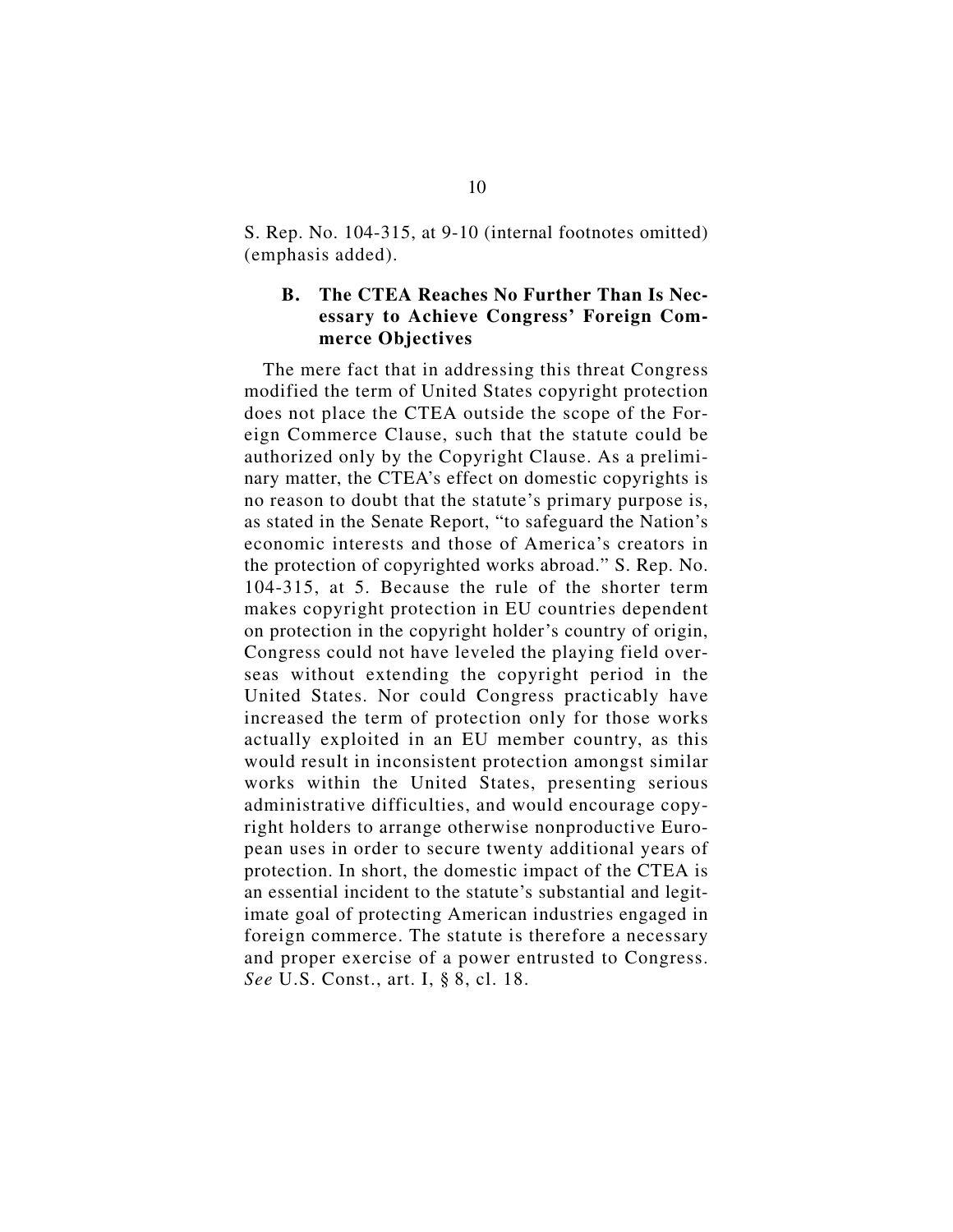S. Rep. No. 104-315, at 9-10 (internal footnotes omitted) (emphasis added).

### B. The CTEA Reaches No Further Than Is Necessary to Achieve Congress' Foreign Commerce Objectives

The mere fact that in addressing this threat Congress modified the term of United States copyright protection does not place the CTEA outside the scope of the Foreign Commerce Clause, such that the statute could be authorized only by the Copyright Clause. As a preliminary matter, the CTEA's effect on domestic copyrights is no reason to doubt that the statute's primary purpose is, as stated in the Senate Report, "to safeguard the Nation's economic interests and those of America's creators in the protection of copyrighted works abroad." S. Rep. No. 104-315, at 5. Because the rule of the shorter term makes copyright protection in EU countries dependent on protection in the copyright holder's country of origin, Congress could not have leveled the playing field overseas without extending the copyright period in the United States. Nor could Congress practicably have increased the term of protection only for those works actually exploited in an EU member country, as this would result in inconsistent protection amongst similar works within the United States, presenting serious administrative difficulties, and would encourage copyright holders to arrange otherwise nonproductive European uses in order to secure twenty additional years of protection. In short, the domestic impact of the CTEA is an essential incident to the statute's substantial and legitimate goal of protecting American industries engaged in foreign commerce. The statute is therefore a necessary and proper exercise of a power entrusted to Congress. *See* U.S. Const., art. I, § 8, cl. 18.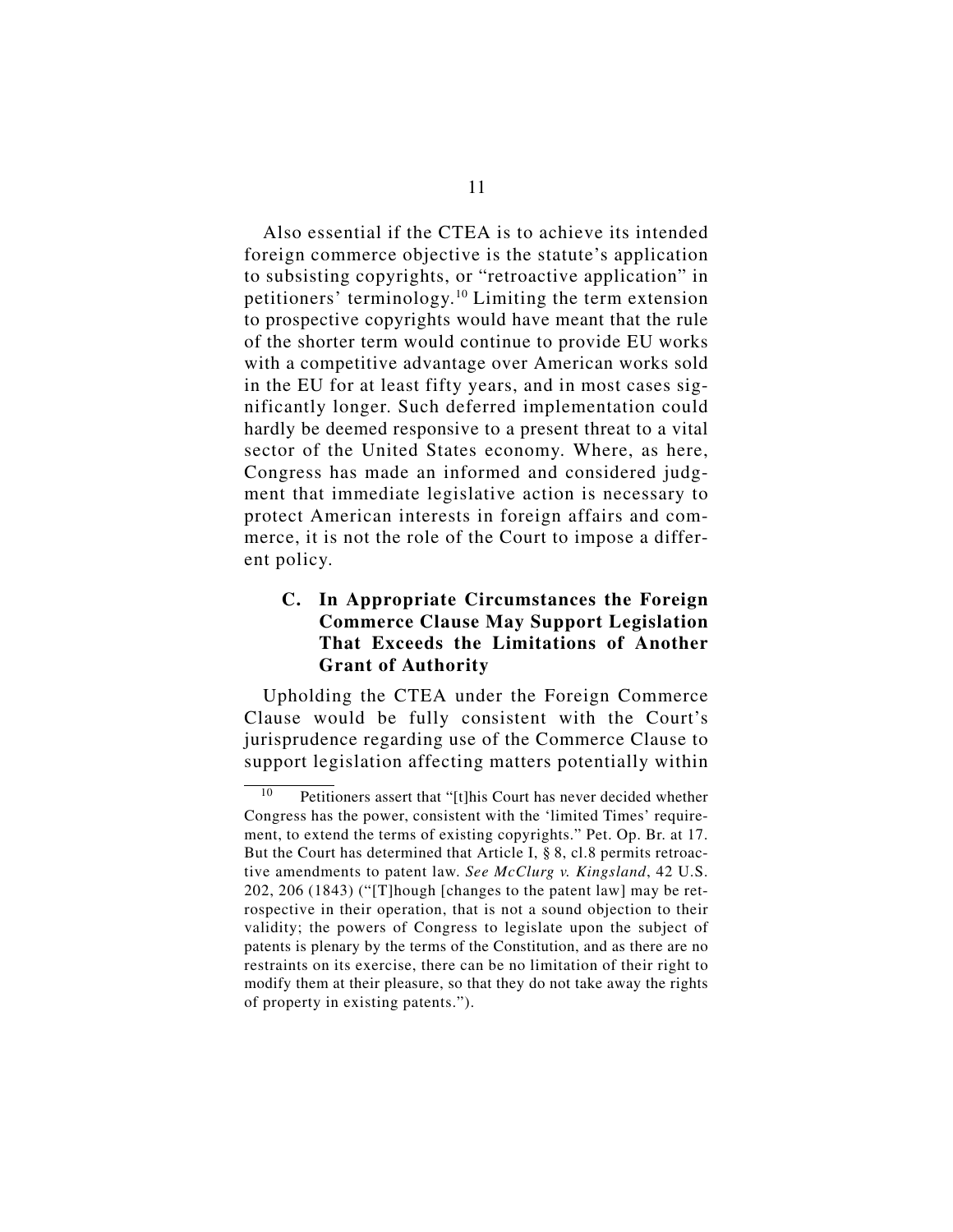Also essential if the CTEA is to achieve its intended foreign commerce objective is the statute's application to subsisting copyrights, or "retroactive application" in petitioners' terminology.[10] Limiting the term extension to prospective copyrights would have meant that the rule of the shorter term would continue to provide EU works with a competitive advantage over American works sold in the EU for at least fifty years, and in most cases significantly longer. Such deferred implementation could hardly be deemed responsive to a present threat to a vital sector of the United States economy. Where, as here, Congress has made an informed and considered judgment that immediate legislative action is necessary to protect American interests in foreign affairs and commerce, it is not the role of the Court to impose a different policy.

### C. In Appropriate Circumstances the Foreign Commerce Clause May Support Legislation That Exceeds the Limitations of Another Grant of Authority

Upholding the CTEA under the Foreign Commerce Clause would be fully consistent with the Court's jurisprudence regarding use of the Commerce Clause to support legislation affecting matters potentially within

---

[10] Petitioners assert that "[t]his Court has never decided whether Congress has the power, consistent with the 'limited Times' requirement, to extend the terms of existing copyrights." Pet. Op. Br. at 17. But the Court has determined that Article I, § 8, cl.8 permits retroactive amendments to patent law. *See McClurg v. Kingsland*, 42 U.S. 202, 206 (1843) ("[T]hough [changes to the patent law] may be retrospective in their operation, that is not a sound objection to their validity; the powers of Congress to legislate upon the subject of patents is plenary by the terms of the Constitution, and as there are no restraints on its exercise, there can be no limitation of their right to modify them at their pleasure, so that they do not take away the rights of property in existing patents.").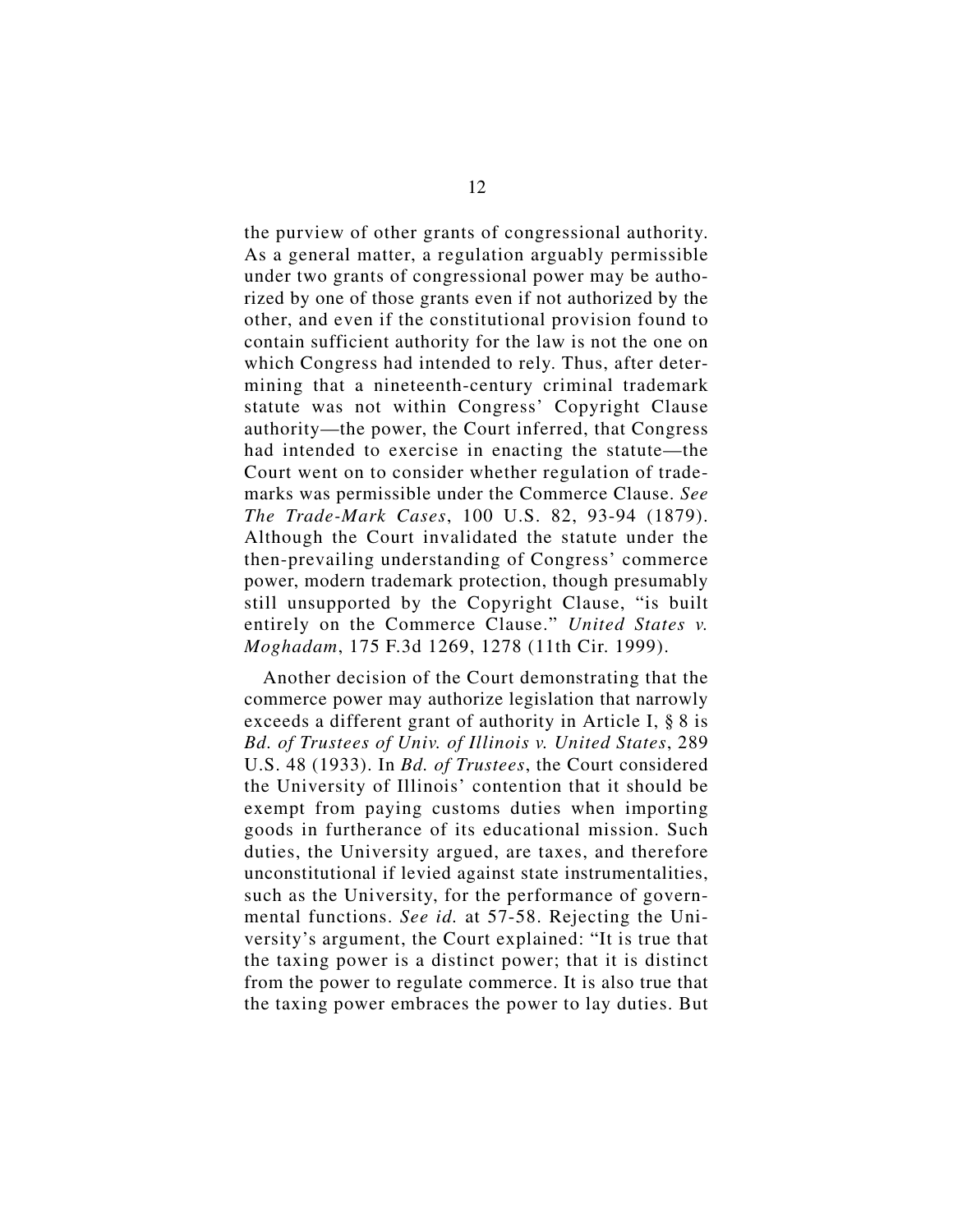the purview of other grants of congressional authority. As a general matter, a regulation arguably permissible under two grants of congressional power may be authorized by one of those grants even if not authorized by the other, and even if the constitutional provision found to contain sufficient authority for the law is not the one on which Congress had intended to rely. Thus, after determining that a nineteenth-century criminal trademark statute was not within Congress' Copyright Clause authority—the power, the Court inferred, that Congress had intended to exercise in enacting the statute—the Court went on to consider whether regulation of trademarks was permissible under the Commerce Clause. *See The Trade-Mark Cases*, 100 U.S. 82, 93-94 (1879). Although the Court invalidated the statute under the then-prevailing understanding of Congress' commerce power, modern trademark protection, though presumably still unsupported by the Copyright Clause, "is built entirely on the Commerce Clause." *United States v. Moghadam*, 175 F.3d 1269, 1278 (11th Cir. 1999).

Another decision of the Court demonstrating that the commerce power may authorize legislation that narrowly exceeds a different grant of authority in Article I, § 8 is *Bd. of Trustees of Univ. of Illinois v. United States*, 289 U.S. 48 (1933). In *Bd. of Trustees*, the Court considered the University of Illinois' contention that it should be exempt from paying customs duties when importing goods in furtherance of its educational mission. Such duties, the University argued, are taxes, and therefore unconstitutional if levied against state instrumentalities, such as the University, for the performance of governmental functions. *See id.* at 57-58. Rejecting the University's argument, the Court explained: "It is true that the taxing power is a distinct power; that it is distinct from the power to regulate commerce. It is also true that the taxing power embraces the power to lay duties. But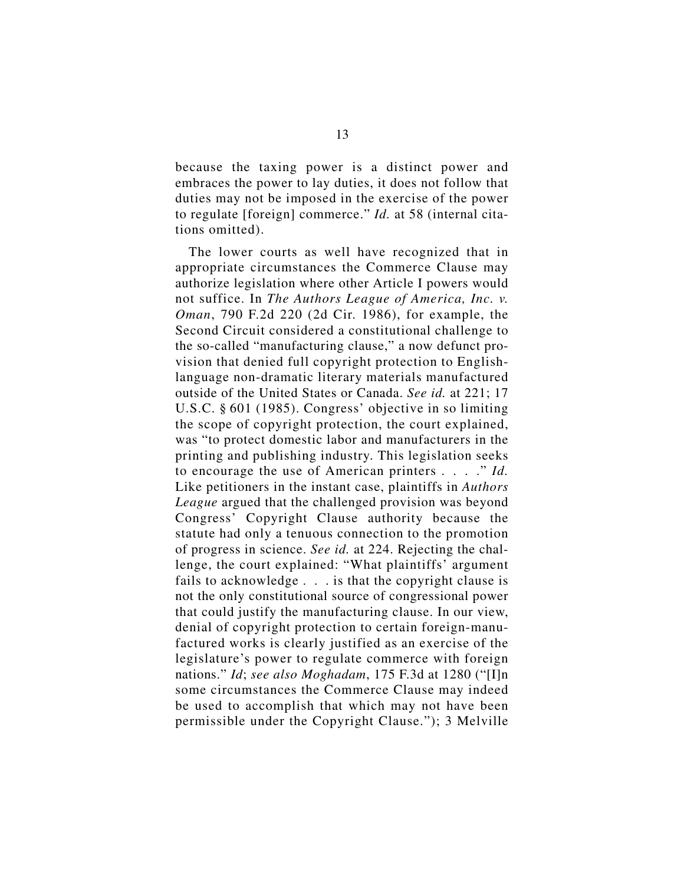because the taxing power is a distinct power and embraces the power to lay duties, it does not follow that duties may not be imposed in the exercise of the power to regulate [foreign] commerce." *Id.* at 58 (internal citations omitted).

The lower courts as well have recognized that in appropriate circumstances the Commerce Clause may authorize legislation where other Article I powers would not suffice. In *The Authors League of America, Inc. v. Oman*, 790 F.2d 220 (2d Cir. 1986), for example, the Second Circuit considered a constitutional challenge to the so-called "manufacturing clause," a now defunct provision that denied full copyright protection to English-language non-dramatic literary materials manufactured outside of the United States or Canada. *See id.* at 221; 17 U.S.C. § 601 (1985). Congress' objective in so limiting the scope of copyright protection, the court explained, was "to protect domestic labor and manufacturers in the printing and publishing industry. This legislation seeks to encourage the use of American printers . . . ." *Id.* Like petitioners in the instant case, plaintiffs in *Authors League* argued that the challenged provision was beyond Congress' Copyright Clause authority because the statute had only a tenuous connection to the promotion of progress in science. *See id.* at 224. Rejecting the challenge, the court explained: "What plaintiffs' argument fails to acknowledge . . . is that the copyright clause is not the only constitutional source of congressional power that could justify the manufacturing clause. In our view, denial of copyright protection to certain foreign-manufactured works is clearly justified as an exercise of the legislature's power to regulate commerce with foreign nations." *Id*; *see also Moghadam*, 175 F.3d at 1280 ("[I]n some circumstances the Commerce Clause may indeed be used to accomplish that which may not have been permissible under the Copyright Clause."); 3 Melville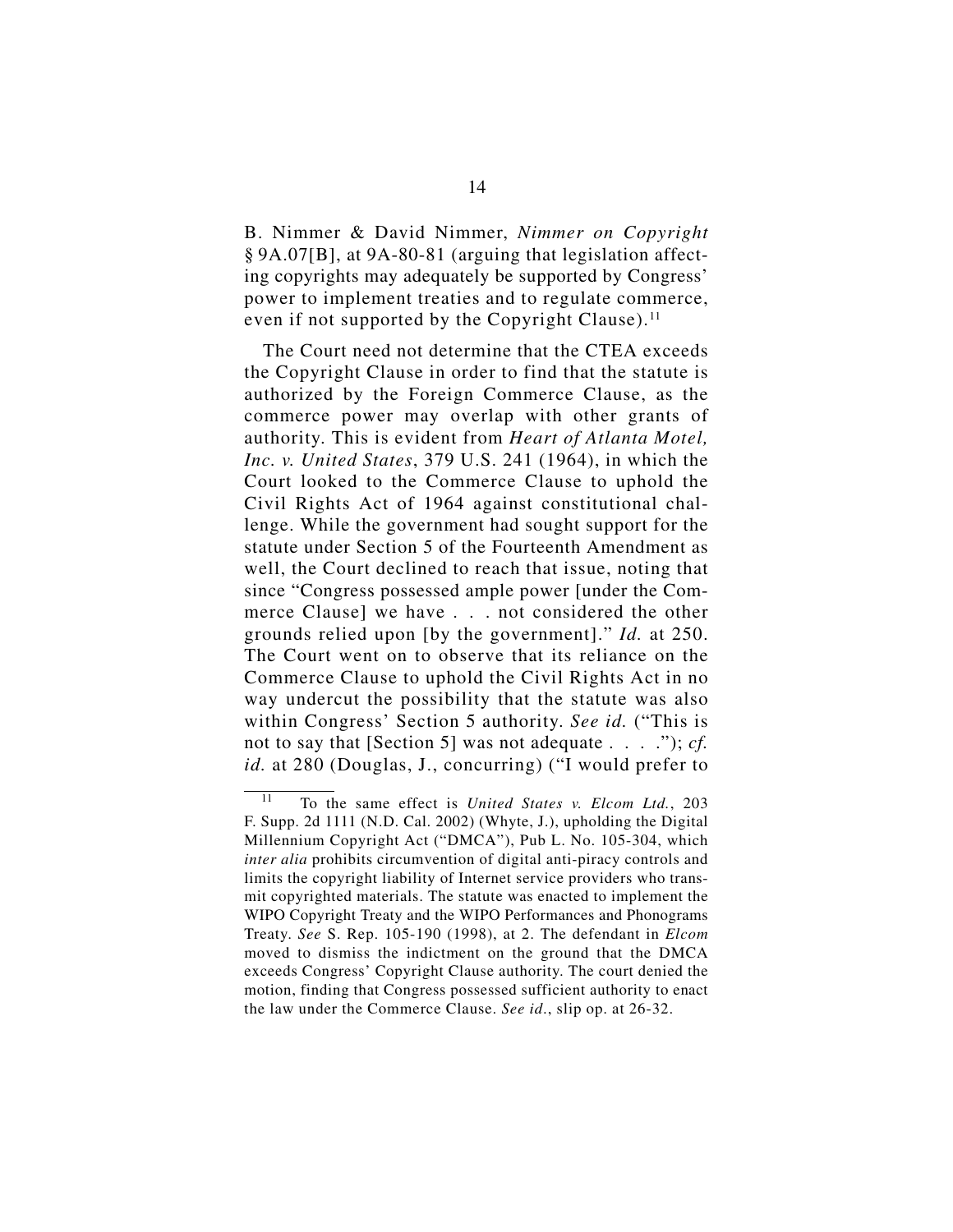B. Nimmer & David Nimmer, *Nimmer on Copyright* § 9A.07[B], at 9A-80-81 (arguing that legislation affecting copyrights may adequately be supported by Congress' power to implement treaties and to regulate commerce, even if not supported by the Copyright Clause).[11]

The Court need not determine that the CTEA exceeds the Copyright Clause in order to find that the statute is authorized by the Foreign Commerce Clause, as the commerce power may overlap with other grants of authority. This is evident from *Heart of Atlanta Motel, Inc. v. United States*, 379 U.S. 241 (1964), in which the Court looked to the Commerce Clause to uphold the Civil Rights Act of 1964 against constitutional challenge. While the government had sought support for the statute under Section 5 of the Fourteenth Amendment as well, the Court declined to reach that issue, noting that since "Congress possessed ample power [under the Commerce Clause] we have . . . not considered the other grounds relied upon [by the government]." *Id.* at 250. The Court went on to observe that its reliance on the Commerce Clause to uphold the Civil Rights Act in no way undercut the possibility that the statute was also within Congress' Section 5 authority. *See id.* ("This is not to say that [Section 5] was not adequate . . . ."); *cf. id.* at 280 (Douglas, J., concurring) ("I would prefer to

---

[11] To the same effect is *United States v. Elcom Ltd.*, 203 F. Supp. 2d 1111 (N.D. Cal. 2002) (Whyte, J.), upholding the Digital Millennium Copyright Act ("DMCA"), Pub L. No. 105-304, which *inter alia* prohibits circumvention of digital anti-piracy controls and limits the copyright liability of Internet service providers who transmit copyrighted materials. The statute was enacted to implement the WIPO Copyright Treaty and the WIPO Performances and Phonograms Treaty. *See* S. Rep. 105-190 (1998), at 2. The defendant in *Elcom* moved to dismiss the indictment on the ground that the DMCA exceeds Congress' Copyright Clause authority. The court denied the motion, finding that Congress possessed sufficient authority to enact the law under the Commerce Clause. *See id.*, slip op. at 26-32.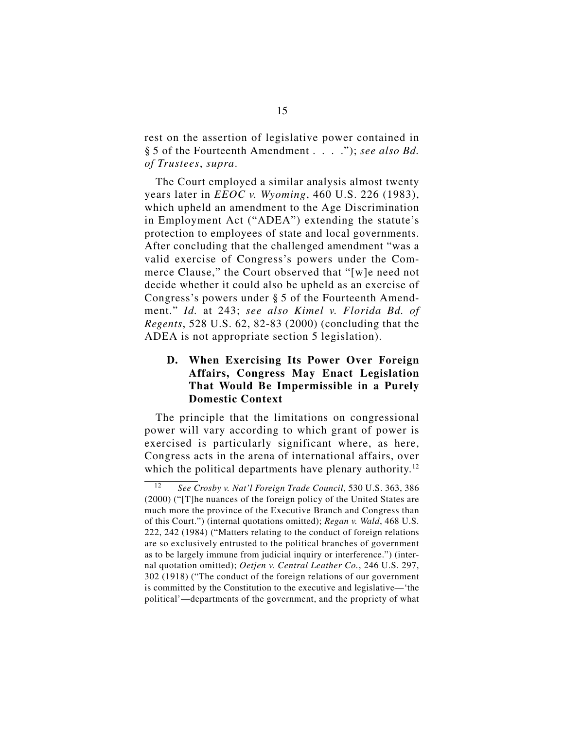rest on the assertion of legislative power contained in § 5 of the Fourteenth Amendment . . . ."); *see also Bd. of Trustees*, *supra*.

The Court employed a similar analysis almost twenty years later in *EEOC v. Wyoming*, 460 U.S. 226 (1983), which upheld an amendment to the Age Discrimination in Employment Act ("ADEA") extending the statute's protection to employees of state and local governments. After concluding that the challenged amendment "was a valid exercise of Congress's powers under the Commerce Clause," the Court observed that "[w]e need not decide whether it could also be upheld as an exercise of Congress's powers under § 5 of the Fourteenth Amendment." *Id.* at 243; *see also Kimel v. Florida Bd. of Regents*, 528 U.S. 62, 82-83 (2000) (concluding that the ADEA is not appropriate section 5 legislation).

### D. When Exercising Its Power Over Foreign Affairs, Congress May Enact Legislation That Would Be Impermissible in a Purely Domestic Context

The principle that the limitations on congressional power will vary according to which grant of power is exercised is particularly significant where, as here, Congress acts in the arena of international affairs, over which the political departments have plenary authority.[12]

---

[12] *See Crosby v. Nat'l Foreign Trade Council*, 530 U.S. 363, 386 (2000) ("[T]he nuances of the foreign policy of the United States are much more the province of the Executive Branch and Congress than of this Court.") (internal quotations omitted); *Regan v. Wald*, 468 U.S. 222, 242 (1984) ("Matters relating to the conduct of foreign relations are so exclusively entrusted to the political branches of government as to be largely immune from judicial inquiry or interference.") (internal quotation omitted); *Oetjen v. Central Leather Co.*, 246 U.S. 297, 302 (1918) ("The conduct of the foreign relations of our government is committed by the Constitution to the executive and legislative—'the political'—departments of the government, and the propriety of what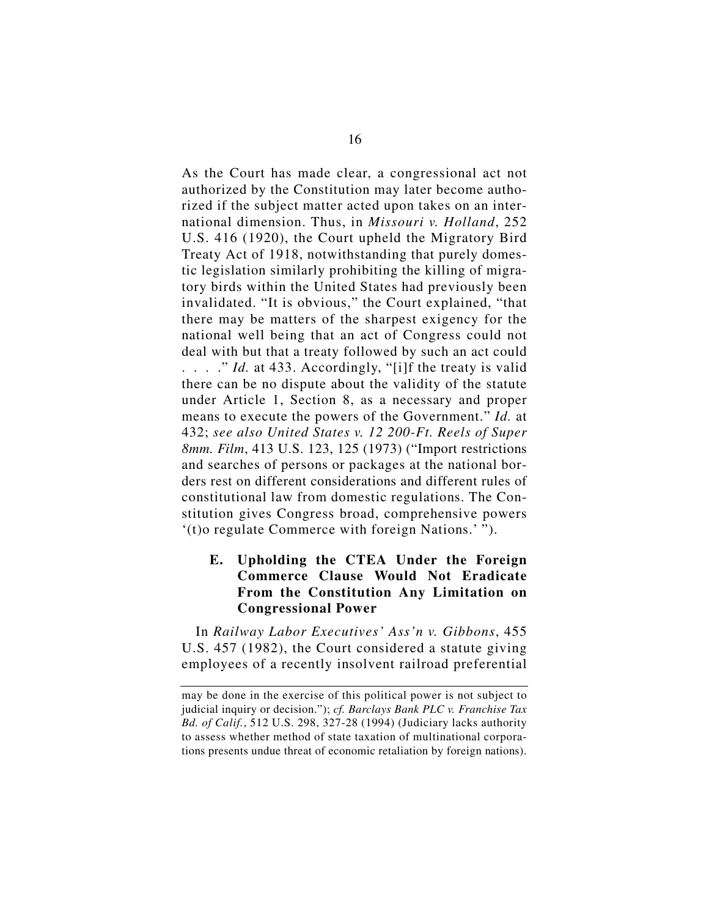As the Court has made clear, a congressional act not authorized by the Constitution may later become authorized if the subject matter acted upon takes on an international dimension. Thus, in *Missouri v. Holland*, 252 U.S. 416 (1920), the Court upheld the Migratory Bird Treaty Act of 1918, notwithstanding that purely domestic legislation similarly prohibiting the killing of migratory birds within the United States had previously been invalidated. "It is obvious," the Court explained, "that there may be matters of the sharpest exigency for the national well being that an act of Congress could not deal with but that a treaty followed by such an act could . . . ." *Id.* at 433. Accordingly, "[i]f the treaty is valid there can be no dispute about the validity of the statute under Article 1, Section 8, as a necessary and proper means to execute the powers of the Government." *Id.* at 432; *see also United States v. 12 200-Ft. Reels of Super 8mm. Film*, 413 U.S. 123, 125 (1973) ("Import restrictions and searches of persons or packages at the national borders rest on different considerations and different rules of constitutional law from domestic regulations. The Constitution gives Congress broad, comprehensive powers '(t)o regulate Commerce with foreign Nations.' ").

### E. Upholding the CTEA Under the Foreign Commerce Clause Would Not Eradicate From the Constitution Any Limitation on Congressional Power

In *Railway Labor Executives' Ass'n v. Gibbons*, 455 U.S. 457 (1982), the Court considered a statute giving employees of a recently insolvent railroad preferential

---

may be done in the exercise of this political power is not subject to judicial inquiry or decision."); *cf. Barclays Bank PLC v. Franchise Tax Bd. of Calif.*, 512 U.S. 298, 327-28 (1994) (Judiciary lacks authority to assess whether method of state taxation of multinational corporations presents undue threat of economic retaliation by foreign nations).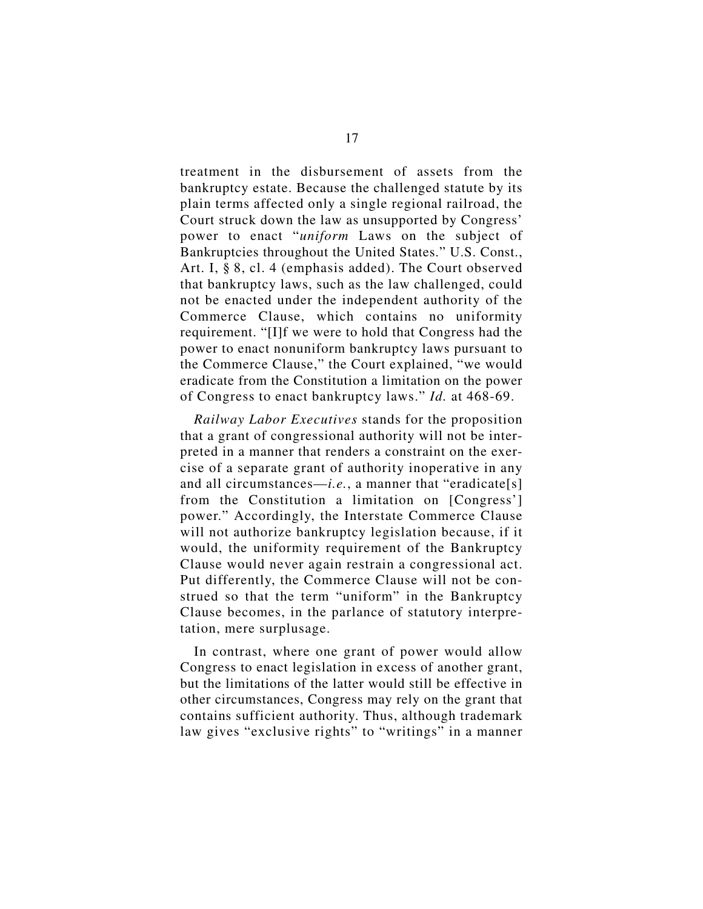treatment in the disbursement of assets from the bankruptcy estate. Because the challenged statute by its plain terms affected only a single regional railroad, the Court struck down the law as unsupported by Congress' power to enact "*uniform* Laws on the subject of Bankruptcies throughout the United States." U.S. Const., Art. I, § 8, cl. 4 (emphasis added). The Court observed that bankruptcy laws, such as the law challenged, could not be enacted under the independent authority of the Commerce Clause, which contains no uniformity requirement. "[I]f we were to hold that Congress had the power to enact nonuniform bankruptcy laws pursuant to the Commerce Clause," the Court explained, "we would eradicate from the Constitution a limitation on the power of Congress to enact bankruptcy laws." *Id.* at 468-69.

*Railway Labor Executives* stands for the proposition that a grant of congressional authority will not be interpreted in a manner that renders a constraint on the exercise of a separate grant of authority inoperative in any and all circumstances—*i.e.*, a manner that "eradicate[s] from the Constitution a limitation on [Congress'] power." Accordingly, the Interstate Commerce Clause will not authorize bankruptcy legislation because, if it would, the uniformity requirement of the Bankruptcy Clause would never again restrain a congressional act. Put differently, the Commerce Clause will not be construed so that the term "uniform" in the Bankruptcy Clause becomes, in the parlance of statutory interpretation, mere surplusage.

In contrast, where one grant of power would allow Congress to enact legislation in excess of another grant, but the limitations of the latter would still be effective in other circumstances, Congress may rely on the grant that contains sufficient authority. Thus, although trademark law gives "exclusive rights" to "writings" in a manner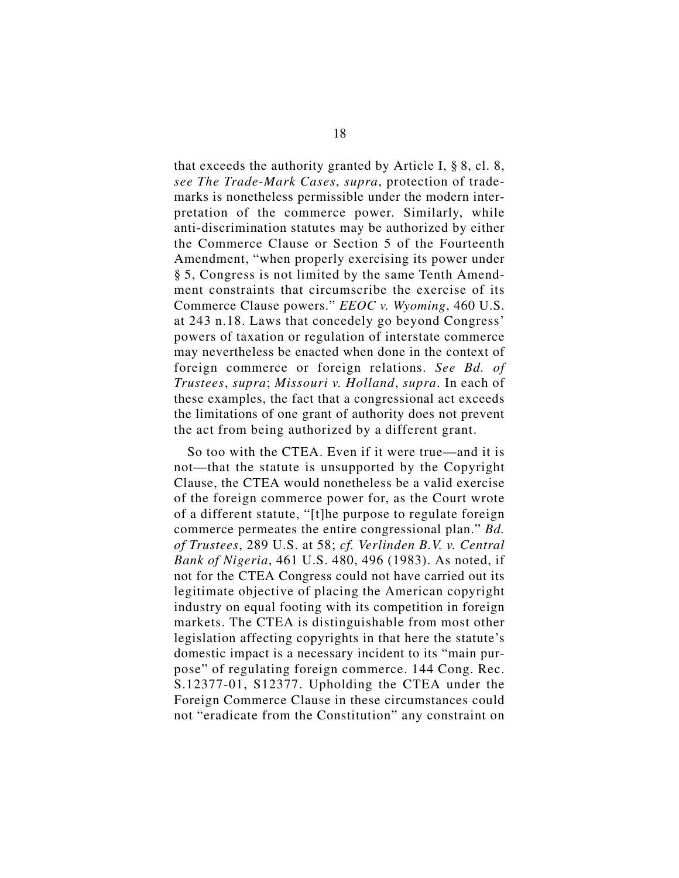that exceeds the authority granted by Article I, § 8, cl. 8, *see The Trade-Mark Cases*, *supra*, protection of trademarks is nonetheless permissible under the modern interpretation of the commerce power. Similarly, while anti-discrimination statutes may be authorized by either the Commerce Clause or Section 5 of the Fourteenth Amendment, "when properly exercising its power under § 5, Congress is not limited by the same Tenth Amendment constraints that circumscribe the exercise of its Commerce Clause powers." *EEOC v. Wyoming*, 460 U.S. at 243 n.18. Laws that concedely go beyond Congress' powers of taxation or regulation of interstate commerce may nevertheless be enacted when done in the context of foreign commerce or foreign relations. *See Bd. of Trustees*, *supra*; *Missouri v. Holland*, *supra*. In each of these examples, the fact that a congressional act exceeds the limitations of one grant of authority does not prevent the act from being authorized by a different grant.

So too with the CTEA. Even if it were true—and it is not—that the statute is unsupported by the Copyright Clause, the CTEA would nonetheless be a valid exercise of the foreign commerce power for, as the Court wrote of a different statute, "[t]he purpose to regulate foreign commerce permeates the entire congressional plan." *Bd. of Trustees*, 289 U.S. at 58; *cf. Verlinden B.V. v. Central Bank of Nigeria*, 461 U.S. 480, 496 (1983). As noted, if not for the CTEA Congress could not have carried out its legitimate objective of placing the American copyright industry on equal footing with its competition in foreign markets. The CTEA is distinguishable from most other legislation affecting copyrights in that here the statute's domestic impact is a necessary incident to its "main purpose" of regulating foreign commerce. 144 Cong. Rec. S.12377-01, S12377. Upholding the CTEA under the Foreign Commerce Clause in these circumstances could not "eradicate from the Constitution" any constraint on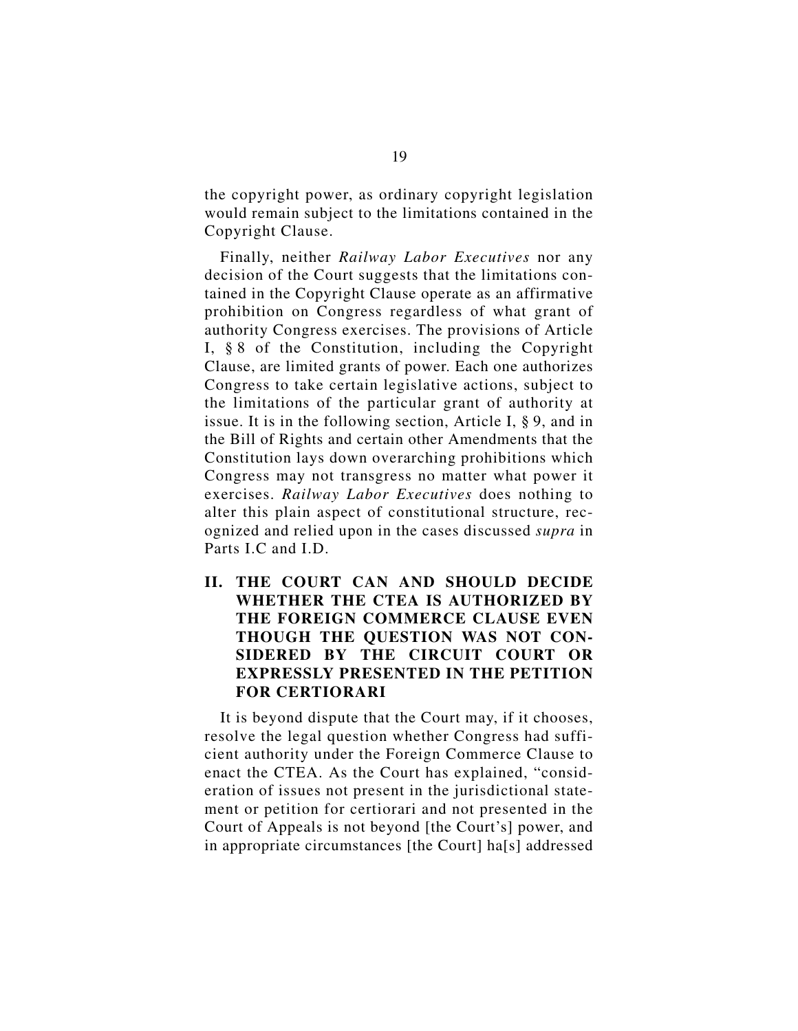the copyright power, as ordinary copyright legislation would remain subject to the limitations contained in the Copyright Clause.

Finally, neither *Railway Labor Executives* nor any decision of the Court suggests that the limitations contained in the Copyright Clause operate as an affirmative prohibition on Congress regardless of what grant of authority Congress exercises. The provisions of Article I, § 8 of the Constitution, including the Copyright Clause, are limited grants of power. Each one authorizes Congress to take certain legislative actions, subject to the limitations of the particular grant of authority at issue. It is in the following section, Article I, § 9, and in the Bill of Rights and certain other Amendments that the Constitution lays down overarching prohibitions which Congress may not transgress no matter what power it exercises. *Railway Labor Executives* does nothing to alter this plain aspect of constitutional structure, recognized and relied upon in the cases discussed *supra* in Parts I.C and I.D.

## II. THE COURT CAN AND SHOULD DECIDE WHETHER THE CTEA IS AUTHORIZED BY THE FOREIGN COMMERCE CLAUSE EVEN THOUGH THE QUESTION WAS NOT CONSIDERED BY THE CIRCUIT COURT OR EXPRESSLY PRESENTED IN THE PETITION FOR CERTIORARI

It is beyond dispute that the Court may, if it chooses, resolve the legal question whether Congress had sufficient authority under the Foreign Commerce Clause to enact the CTEA. As the Court has explained, "consideration of issues not present in the jurisdictional statement or petition for certiorari and not presented in the Court of Appeals is not beyond [the Court's] power, and in appropriate circumstances [the Court] ha[s] addressed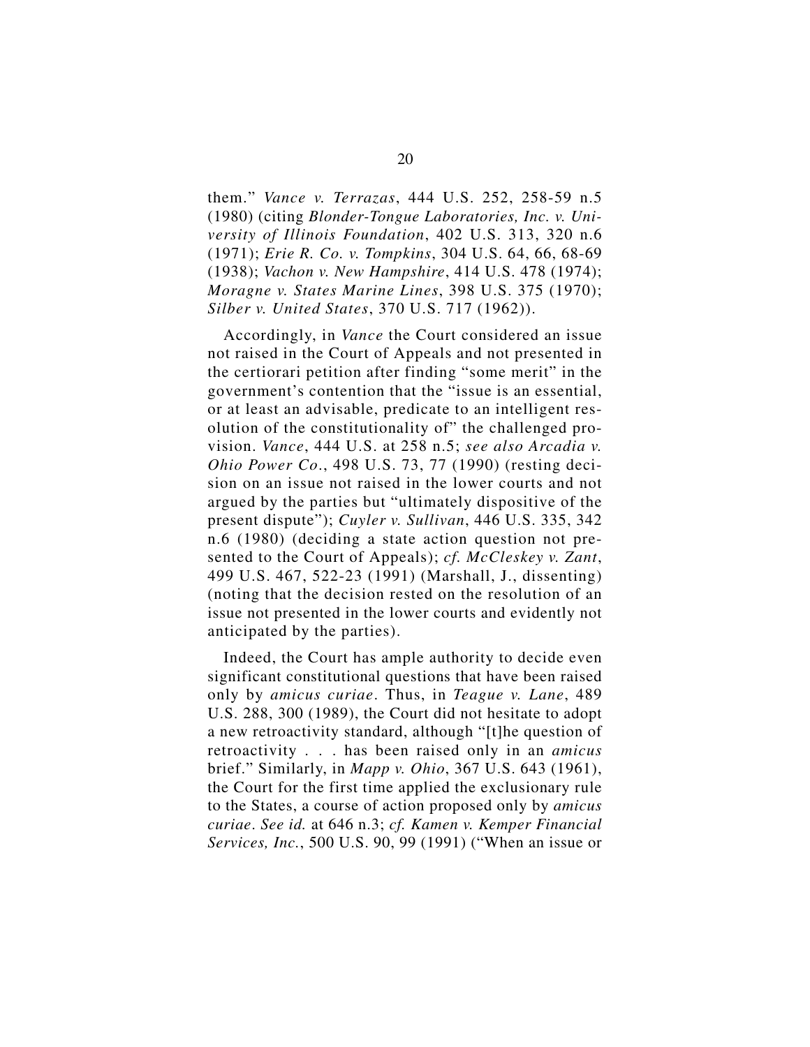them." *Vance v. Terrazas*, 444 U.S. 252, 258-59 n.5 (1980) (citing *Blonder-Tongue Laboratories, Inc. v. University of Illinois Foundation*, 402 U.S. 313, 320 n.6 (1971); *Erie R. Co. v. Tompkins*, 304 U.S. 64, 66, 68-69 (1938); *Vachon v. New Hampshire*, 414 U.S. 478 (1974); *Moragne v. States Marine Lines*, 398 U.S. 375 (1970); *Silber v. United States*, 370 U.S. 717 (1962)).

Accordingly, in *Vance* the Court considered an issue not raised in the Court of Appeals and not presented in the certiorari petition after finding "some merit" in the government's contention that the "issue is an essential, or at least an advisable, predicate to an intelligent resolution of the constitutionality of" the challenged provision. *Vance*, 444 U.S. at 258 n.5; *see also Arcadia v. Ohio Power Co.*, 498 U.S. 73, 77 (1990) (resting decision on an issue not raised in the lower courts and not argued by the parties but "ultimately dispositive of the present dispute"); *Cuyler v. Sullivan*, 446 U.S. 335, 342 n.6 (1980) (deciding a state action question not presented to the Court of Appeals); *cf. McCleskey v. Zant*, 499 U.S. 467, 522-23 (1991) (Marshall, J., dissenting) (noting that the decision rested on the resolution of an issue not presented in the lower courts and evidently not anticipated by the parties).

Indeed, the Court has ample authority to decide even significant constitutional questions that have been raised only by *amicus curiae*. Thus, in *Teague v. Lane*, 489 U.S. 288, 300 (1989), the Court did not hesitate to adopt a new retroactivity standard, although "[t]he question of retroactivity . . . has been raised only in an *amicus* brief." Similarly, in *Mapp v. Ohio*, 367 U.S. 643 (1961), the Court for the first time applied the exclusionary rule to the States, a course of action proposed only by *amicus curiae*. *See id.* at 646 n.3; *cf. Kamen v. Kemper Financial Services, Inc.*, 500 U.S. 90, 99 (1991) ("When an issue or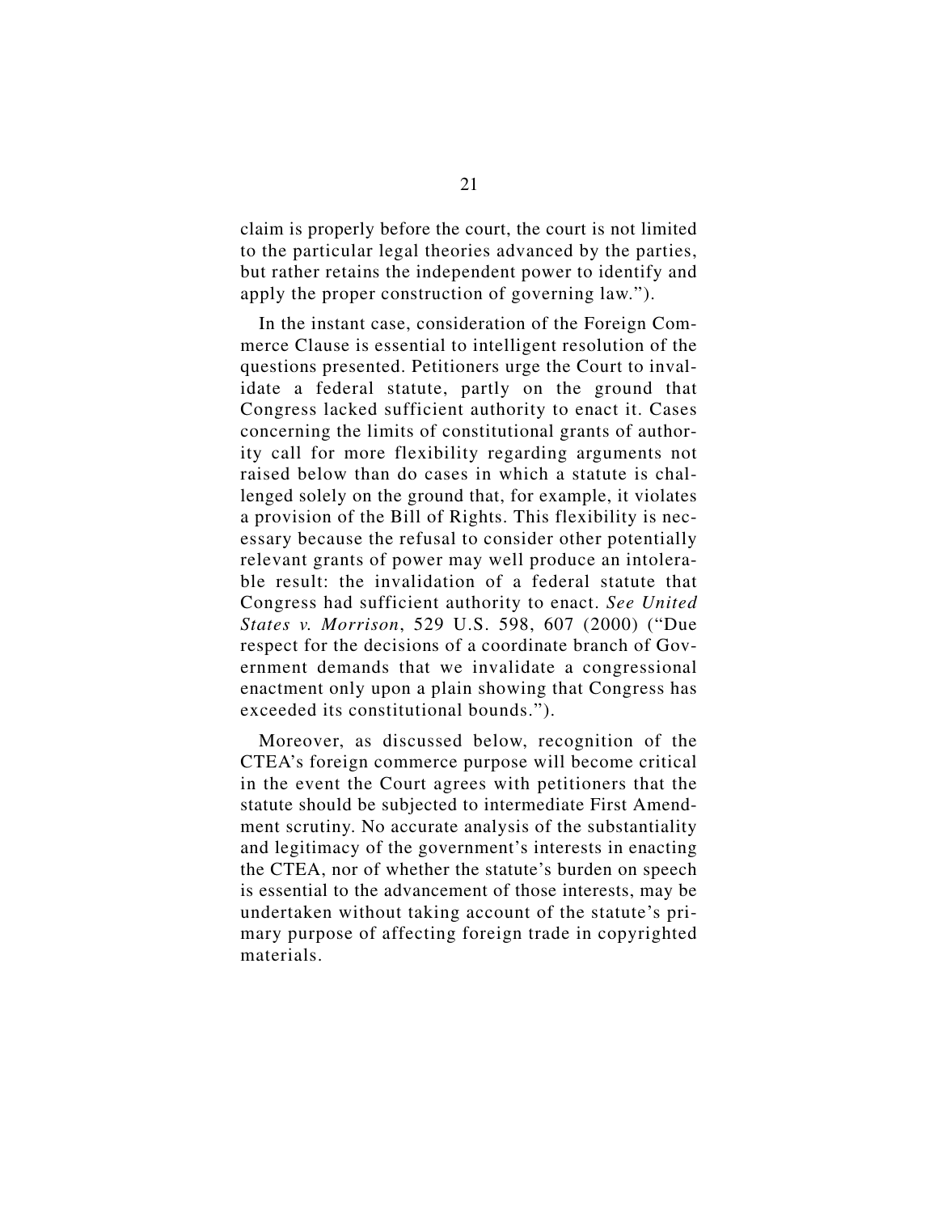claim is properly before the court, the court is not limited to the particular legal theories advanced by the parties, but rather retains the independent power to identify and apply the proper construction of governing law.").

In the instant case, consideration of the Foreign Commerce Clause is essential to intelligent resolution of the questions presented. Petitioners urge the Court to invalidate a federal statute, partly on the ground that Congress lacked sufficient authority to enact it. Cases concerning the limits of constitutional grants of authority call for more flexibility regarding arguments not raised below than do cases in which a statute is challenged solely on the ground that, for example, it violates a provision of the Bill of Rights. This flexibility is necessary because the refusal to consider other potentially relevant grants of power may well produce an intolerable result: the invalidation of a federal statute that Congress had sufficient authority to enact. *See United States v. Morrison*, 529 U.S. 598, 607 (2000) ("Due respect for the decisions of a coordinate branch of Government demands that we invalidate a congressional enactment only upon a plain showing that Congress has exceeded its constitutional bounds.").

Moreover, as discussed below, recognition of the CTEA's foreign commerce purpose will become critical in the event the Court agrees with petitioners that the statute should be subjected to intermediate First Amendment scrutiny. No accurate analysis of the substantiality and legitimacy of the government's interests in enacting the CTEA, nor of whether the statute's burden on speech is essential to the advancement of those interests, may be undertaken without taking account of the statute's primary purpose of affecting foreign trade in copyrighted materials.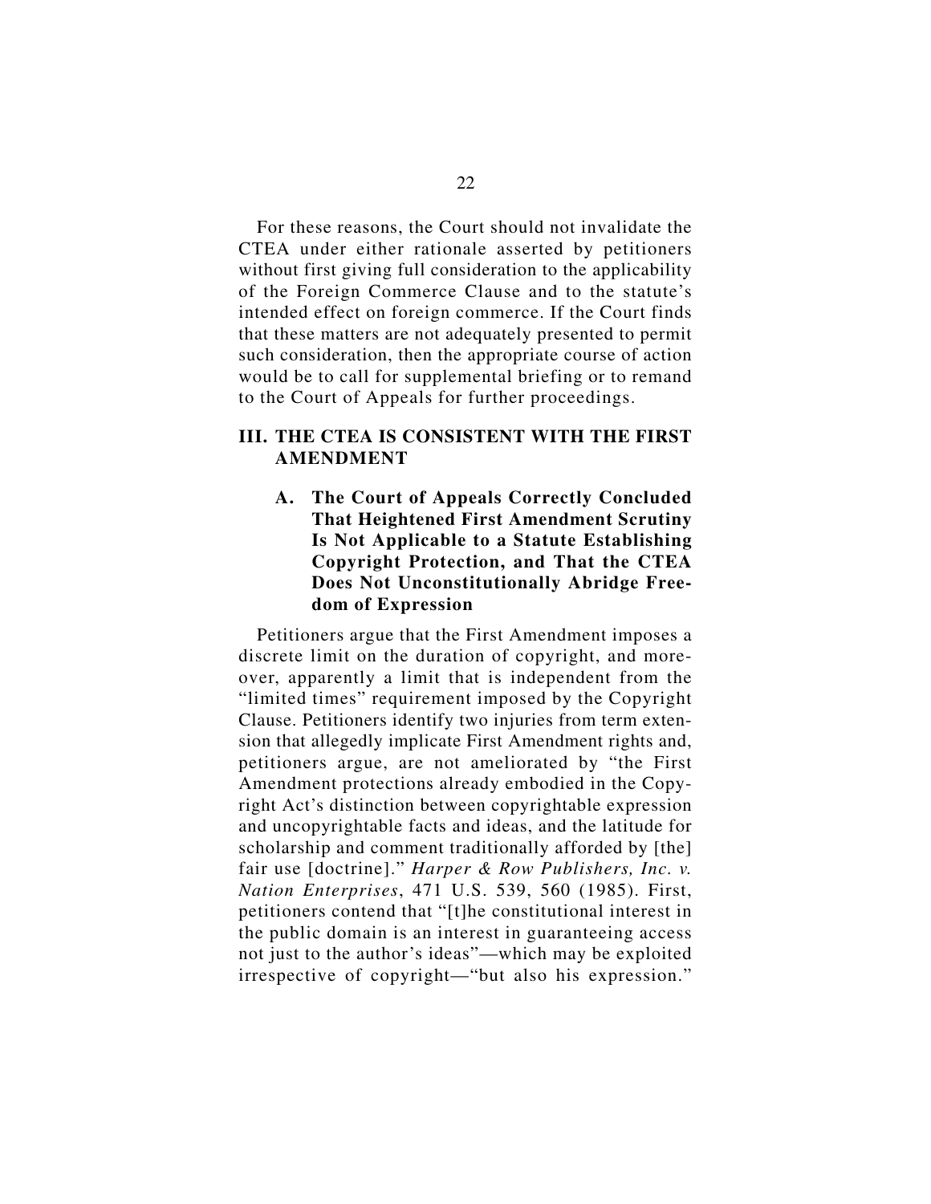For these reasons, the Court should not invalidate the CTEA under either rationale asserted by petitioners without first giving full consideration to the applicability of the Foreign Commerce Clause and to the statute's intended effect on foreign commerce. If the Court finds that these matters are not adequately presented to permit such consideration, then the appropriate course of action would be to call for supplemental briefing or to remand to the Court of Appeals for further proceedings.

## III. THE CTEA IS CONSISTENT WITH THE FIRST AMENDMENT

### A. The Court of Appeals Correctly Concluded That Heightened First Amendment Scrutiny Is Not Applicable to a Statute Establishing Copyright Protection, and That the CTEA Does Not Unconstitutionally Abridge Freedom of Expression

Petitioners argue that the First Amendment imposes a discrete limit on the duration of copyright, and moreover, apparently a limit that is independent from the "limited times" requirement imposed by the Copyright Clause. Petitioners identify two injuries from term extension that allegedly implicate First Amendment rights and, petitioners argue, are not ameliorated by "the First Amendment protections already embodied in the Copyright Act's distinction between copyrightable expression and uncopyrightable facts and ideas, and the latitude for scholarship and comment traditionally afforded by [the] fair use [doctrine]." *Harper & Row Publishers, Inc. v. Nation Enterprises*, 471 U.S. 539, 560 (1985). First, petitioners contend that "[t]he constitutional interest in the public domain is an interest in guaranteeing access not just to the author's ideas"—which may be exploited irrespective of copyright—"but also his expression."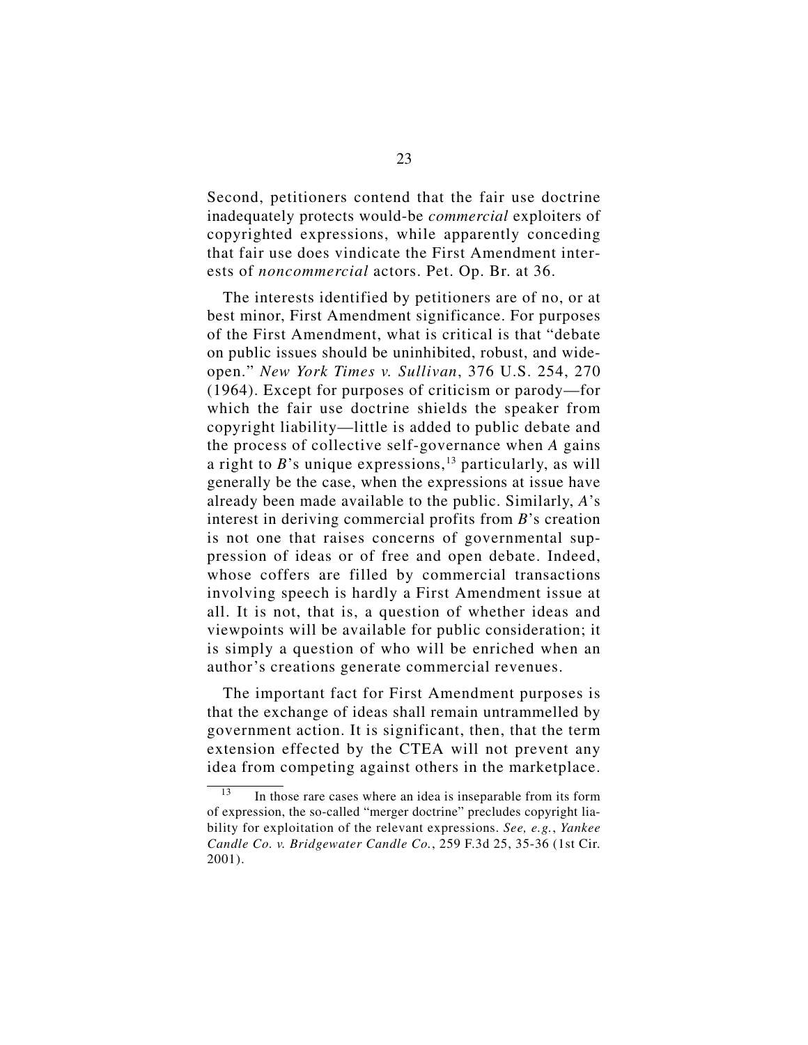Second, petitioners contend that the fair use doctrine inadequately protects would-be *commercial* exploiters of copyrighted expressions, while apparently conceding that fair use does vindicate the First Amendment interests of *noncommercial* actors. Pet. Op. Br. at 36.

The interests identified by petitioners are of no, or at best minor, First Amendment significance. For purposes of the First Amendment, what is critical is that "debate on public issues should be uninhibited, robust, and wide-open." *New York Times v. Sullivan*, 376 U.S. 254, 270 (1964). Except for purposes of criticism or parody—for which the fair use doctrine shields the speaker from copyright liability—little is added to public debate and the process of collective self-governance when *A* gains a right to *B*'s unique expressions,[13] particularly, as will generally be the case, when the expressions at issue have already been made available to the public. Similarly, *A*'s interest in deriving commercial profits from *B*'s creation is not one that raises concerns of governmental suppression of ideas or of free and open debate. Indeed, whose coffers are filled by commercial transactions involving speech is hardly a First Amendment issue at all. It is not, that is, a question of whether ideas and viewpoints will be available for public consideration; it is simply a question of who will be enriched when an author's creations generate commercial revenues.

The important fact for First Amendment purposes is that the exchange of ideas shall remain untrammelled by government action. It is significant, then, that the term extension effected by the CTEA will not prevent any idea from competing against others in the marketplace.

[13] In those rare cases where an idea is inseparable from its form of expression, the so-called "merger doctrine" precludes copyright liability for exploitation of the relevant expressions. *See, e.g.*, *Yankee Candle Co. v. Bridgewater Candle Co.*, 259 F.3d 25, 35-36 (1st Cir. 2001).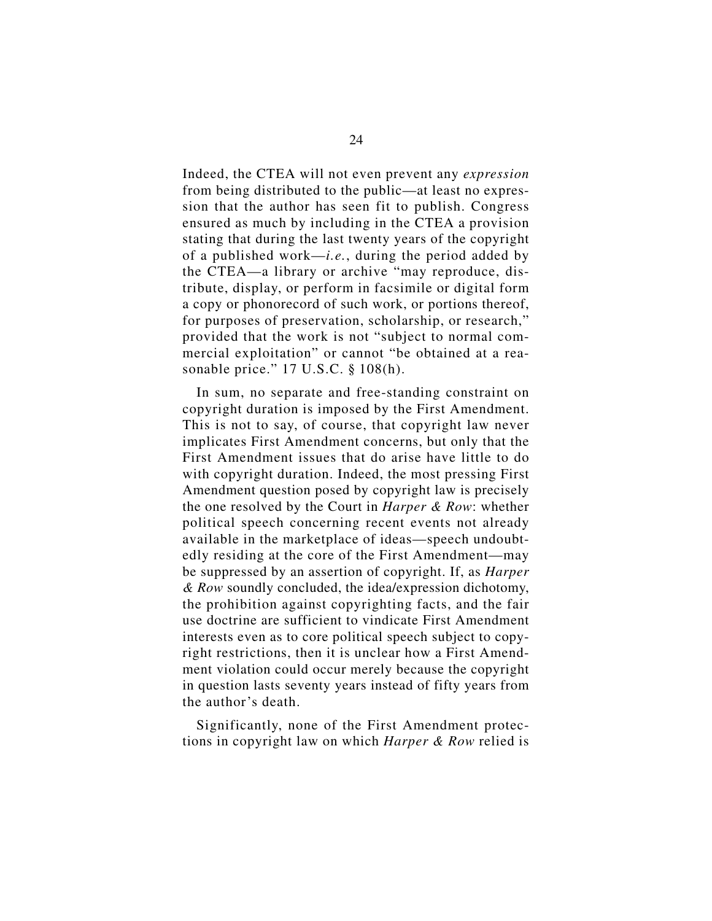Indeed, the CTEA will not even prevent any *expression* from being distributed to the public—at least no expression that the author has seen fit to publish. Congress ensured as much by including in the CTEA a provision stating that during the last twenty years of the copyright of a published work—*i.e.*, during the period added by the CTEA—a library or archive "may reproduce, distribute, display, or perform in facsimile or digital form a copy or phonorecord of such work, or portions thereof, for purposes of preservation, scholarship, or research," provided that the work is not "subject to normal commercial exploitation" or cannot "be obtained at a reasonable price." 17 U.S.C. § 108(h).

In sum, no separate and free-standing constraint on copyright duration is imposed by the First Amendment. This is not to say, of course, that copyright law never implicates First Amendment concerns, but only that the First Amendment issues that do arise have little to do with copyright duration. Indeed, the most pressing First Amendment question posed by copyright law is precisely the one resolved by the Court in *Harper & Row*: whether political speech concerning recent events not already available in the marketplace of ideas—speech undoubtedly residing at the core of the First Amendment—may be suppressed by an assertion of copyright. If, as *Harper & Row* soundly concluded, the idea/expression dichotomy, the prohibition against copyrighting facts, and the fair use doctrine are sufficient to vindicate First Amendment interests even as to core political speech subject to copyright restrictions, then it is unclear how a First Amendment violation could occur merely because the copyright in question lasts seventy years instead of fifty years from the author's death.

Significantly, none of the First Amendment protections in copyright law on which *Harper & Row* relied is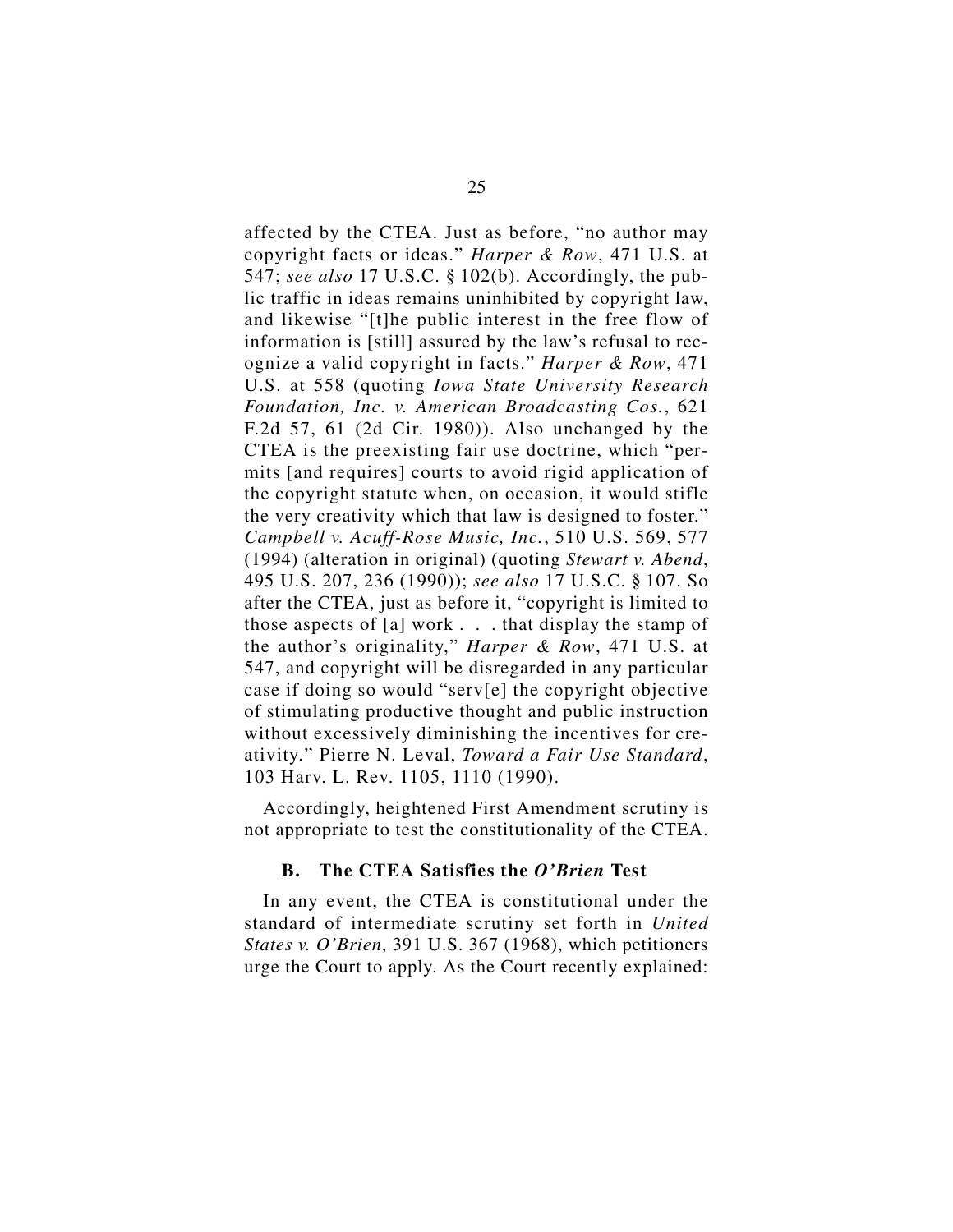affected by the CTEA. Just as before, "no author may copyright facts or ideas." *Harper & Row*, 471 U.S. at 547; *see also* 17 U.S.C. § 102(b). Accordingly, the public traffic in ideas remains uninhibited by copyright law, and likewise "[t]he public interest in the free flow of information is [still] assured by the law's refusal to recognize a valid copyright in facts." *Harper & Row*, 471 U.S. at 558 (quoting *Iowa State University Research Foundation, Inc. v. American Broadcasting Cos.*, 621 F.2d 57, 61 (2d Cir. 1980)). Also unchanged by the CTEA is the preexisting fair use doctrine, which "permits [and requires] courts to avoid rigid application of the copyright statute when, on occasion, it would stifle the very creativity which that law is designed to foster." *Campbell v. Acuff-Rose Music, Inc.*, 510 U.S. 569, 577 (1994) (alteration in original) (quoting *Stewart v. Abend*, 495 U.S. 207, 236 (1990)); *see also* 17 U.S.C. § 107. So after the CTEA, just as before it, "copyright is limited to those aspects of [a] work . . . that display the stamp of the author's originality," *Harper & Row*, 471 U.S. at 547, and copyright will be disregarded in any particular case if doing so would "serv[e] the copyright objective of stimulating productive thought and public instruction without excessively diminishing the incentives for creativity." Pierre N. Leval, *Toward a Fair Use Standard*, 103 Harv. L. Rev. 1105, 1110 (1990).

Accordingly, heightened First Amendment scrutiny is not appropriate to test the constitutionality of the CTEA.

### B. The CTEA Satisfies the *O'Brien* Test

In any event, the CTEA is constitutional under the standard of intermediate scrutiny set forth in *United States v. O'Brien*, 391 U.S. 367 (1968), which petitioners urge the Court to apply. As the Court recently explained: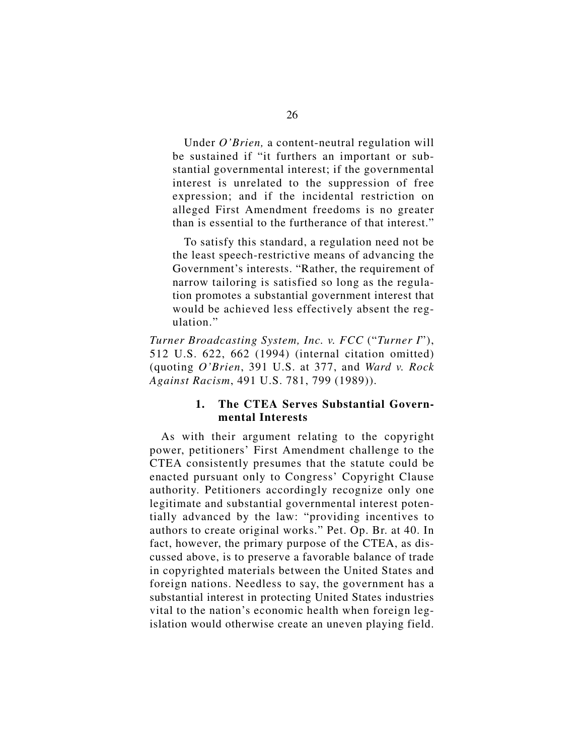> Under *O'Brien,* a content-neutral regulation will be sustained if "it furthers an important or substantial governmental interest; if the governmental interest is unrelated to the suppression of free expression; and if the incidental restriction on alleged First Amendment freedoms is no greater than is essential to the furtherance of that interest."
>
> To satisfy this standard, a regulation need not be the least speech-restrictive means of advancing the Government's interests. "Rather, the requirement of narrow tailoring is satisfied so long as the regulation promotes a substantial government interest that would be achieved less effectively absent the regulation."

*Turner Broadcasting System, Inc. v. FCC* ("*Turner I*"), 512 U.S. 622, 662 (1994) (internal citation omitted) (quoting *O'Brien*, 391 U.S. at 377, and *Ward v. Rock Against Racism*, 491 U.S. 781, 799 (1989)).

### 1. The CTEA Serves Substantial Governmental Interests

As with their argument relating to the copyright power, petitioners' First Amendment challenge to the CTEA consistently presumes that the statute could be enacted pursuant only to Congress' Copyright Clause authority. Petitioners accordingly recognize only one legitimate and substantial governmental interest potentially advanced by the law: "providing incentives to authors to create original works." Pet. Op. Br. at 40. In fact, however, the primary purpose of the CTEA, as discussed above, is to preserve a favorable balance of trade in copyrighted materials between the United States and foreign nations. Needless to say, the government has a substantial interest in protecting United States industries vital to the nation's economic health when foreign legislation would otherwise create an uneven playing field.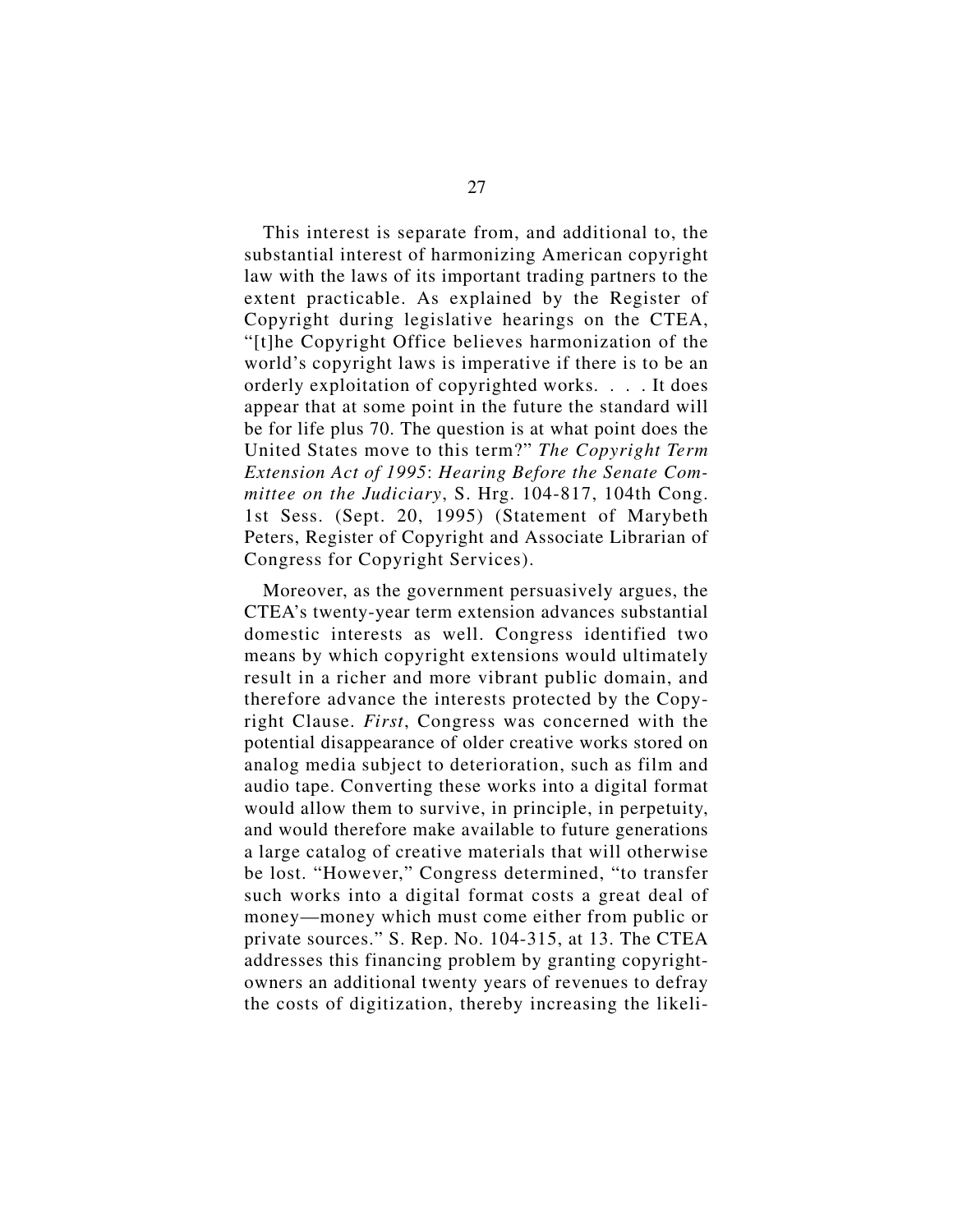This interest is separate from, and additional to, the substantial interest of harmonizing American copyright law with the laws of its important trading partners to the extent practicable. As explained by the Register of Copyright during legislative hearings on the CTEA, "[t]he Copyright Office believes harmonization of the world's copyright laws is imperative if there is to be an orderly exploitation of copyrighted works. . . . It does appear that at some point in the future the standard will be for life plus 70. The question is at what point does the United States move to this term?" *The Copyright Term Extension Act of 1995*: *Hearing Before the Senate Committee on the Judiciary*, S. Hrg. 104-817, 104th Cong. 1st Sess. (Sept. 20, 1995) (Statement of Marybeth Peters, Register of Copyright and Associate Librarian of Congress for Copyright Services).

Moreover, as the government persuasively argues, the CTEA's twenty-year term extension advances substantial domestic interests as well. Congress identified two means by which copyright extensions would ultimately result in a richer and more vibrant public domain, and therefore advance the interests protected by the Copyright Clause. *First*, Congress was concerned with the potential disappearance of older creative works stored on analog media subject to deterioration, such as film and audio tape. Converting these works into a digital format would allow them to survive, in principle, in perpetuity, and would therefore make available to future generations a large catalog of creative materials that will otherwise be lost. "However," Congress determined, "to transfer such works into a digital format costs a great deal of money—money which must come either from public or private sources." S. Rep. No. 104-315, at 13. The CTEA addresses this financing problem by granting copyright-owners an additional twenty years of revenues to defray the costs of digitization, thereby increasing the likeli-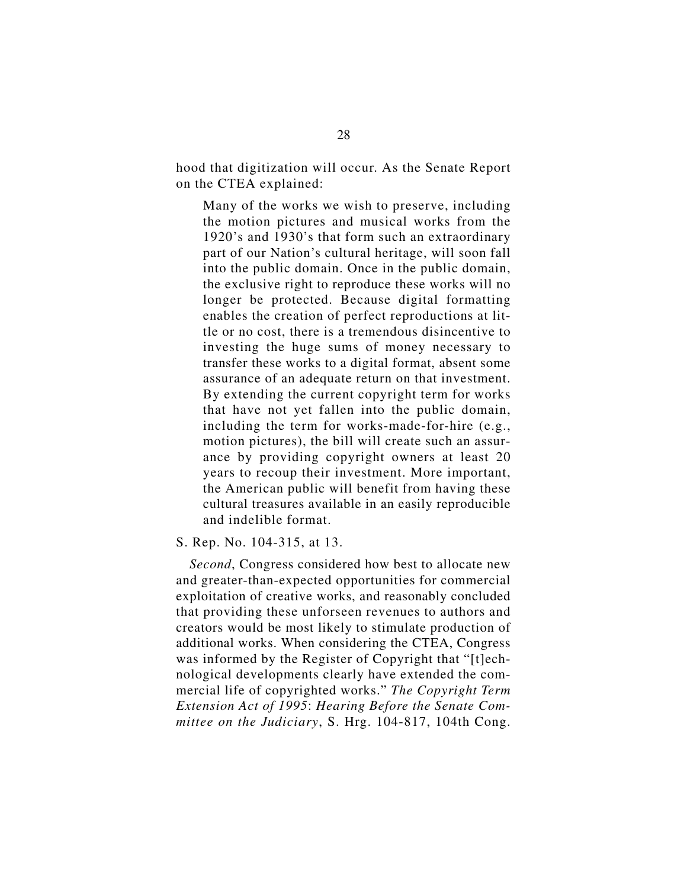hood that digitization will occur. As the Senate Report on the CTEA explained:

> Many of the works we wish to preserve, including the motion pictures and musical works from the 1920's and 1930's that form such an extraordinary part of our Nation's cultural heritage, will soon fall into the public domain. Once in the public domain, the exclusive right to reproduce these works will no longer be protected. Because digital formatting enables the creation of perfect reproductions at little or no cost, there is a tremendous disincentive to investing the huge sums of money necessary to transfer these works to a digital format, absent some assurance of an adequate return on that investment. By extending the current copyright term for works that have not yet fallen into the public domain, including the term for works-made-for-hire (e.g., motion pictures), the bill will create such an assurance by providing copyright owners at least 20 years to recoup their investment. More important, the American public will benefit from having these cultural treasures available in an easily reproducible and indelible format.

S. Rep. No. 104-315, at 13.

*Second*, Congress considered how best to allocate new and greater-than-expected opportunities for commercial exploitation of creative works, and reasonably concluded that providing these unforseen revenues to authors and creators would be most likely to stimulate production of additional works. When considering the CTEA, Congress was informed by the Register of Copyright that "[t]echnological developments clearly have extended the commercial life of copyrighted works." *The Copyright Term Extension Act of 1995*: *Hearing Before the Senate Committee on the Judiciary*, S. Hrg. 104-817, 104th Cong.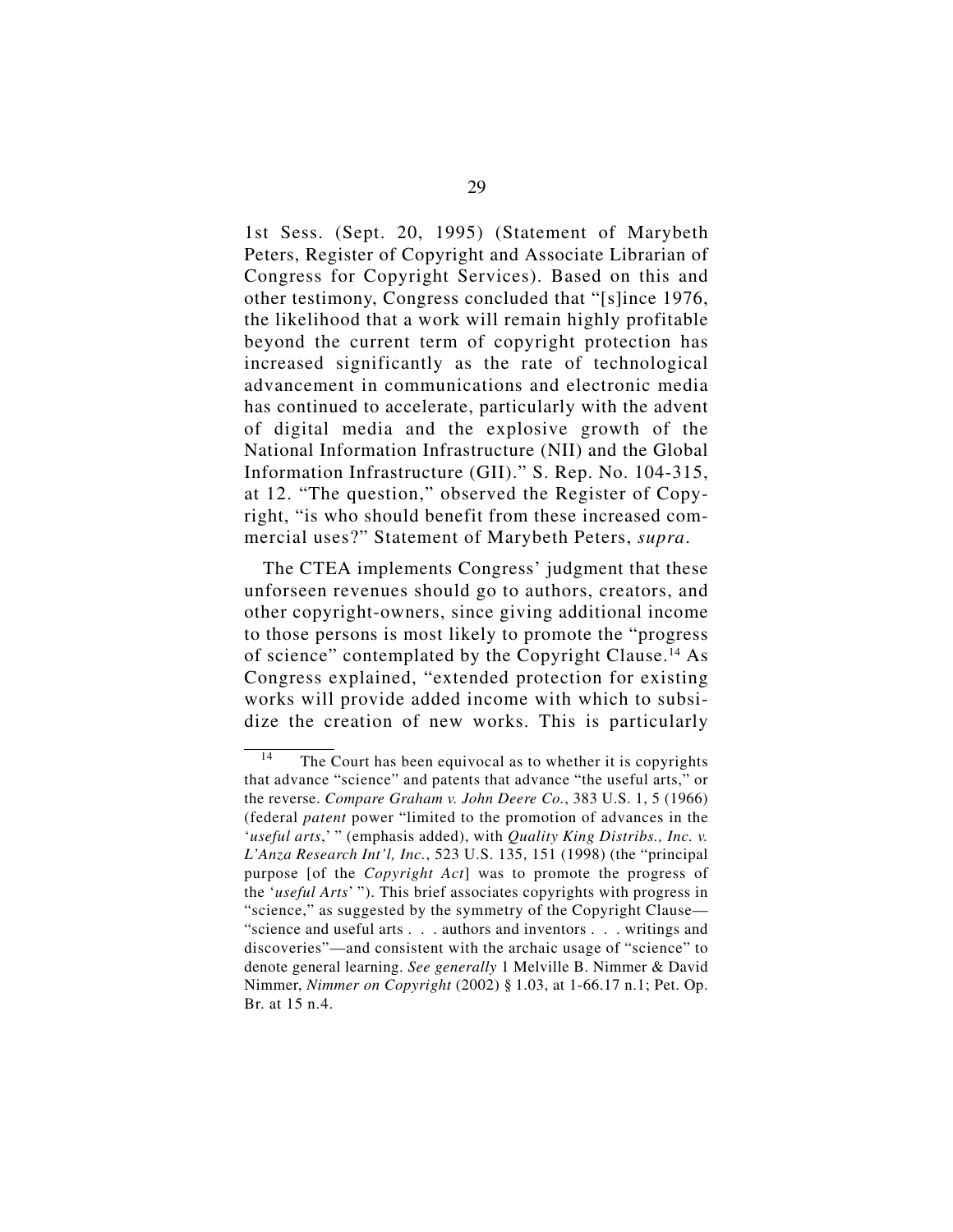1st Sess. (Sept. 20, 1995) (Statement of Marybeth Peters, Register of Copyright and Associate Librarian of Congress for Copyright Services). Based on this and other testimony, Congress concluded that "[s]ince 1976, the likelihood that a work will remain highly profitable beyond the current term of copyright protection has increased significantly as the rate of technological advancement in communications and electronic media has continued to accelerate, particularly with the advent of digital media and the explosive growth of the National Information Infrastructure (NII) and the Global Information Infrastructure (GII)." S. Rep. No. 104-315, at 12. "The question," observed the Register of Copyright, "is who should benefit from these increased commercial uses?" Statement of Marybeth Peters, *supra*.

The CTEA implements Congress' judgment that these unforseen revenues should go to authors, creators, and other copyright-owners, since giving additional income to those persons is most likely to promote the "progress of science" contemplated by the Copyright Clause.[14] As Congress explained, "extended protection for existing works will provide added income with which to subsidize the creation of new works. This is particularly

---

[14] The Court has been equivocal as to whether it is copyrights that advance "science" and patents that advance "the useful arts," or the reverse. *Compare Graham v. John Deere Co.*, 383 U.S. 1, 5 (1966) (federal *patent* power "limited to the promotion of advances in the '*useful arts*,' " (emphasis added), with *Quality King Distribs., Inc. v. L'Anza Research Int'l, Inc.*, 523 U.S. 135, 151 (1998) (the "principal purpose [of the *Copyright Act*] was to promote the progress of the '*useful Arts*' "). This brief associates copyrights with progress in "science," as suggested by the symmetry of the Copyright Clause—"science and useful arts . . . authors and inventors . . . writings and discoveries"—and consistent with the archaic usage of "science" to denote general learning. *See generally* 1 Melville B. Nimmer & David Nimmer, *Nimmer on Copyright* (2002) § 1.03, at 1-66.17 n.1; Pet. Op. Br. at 15 n.4.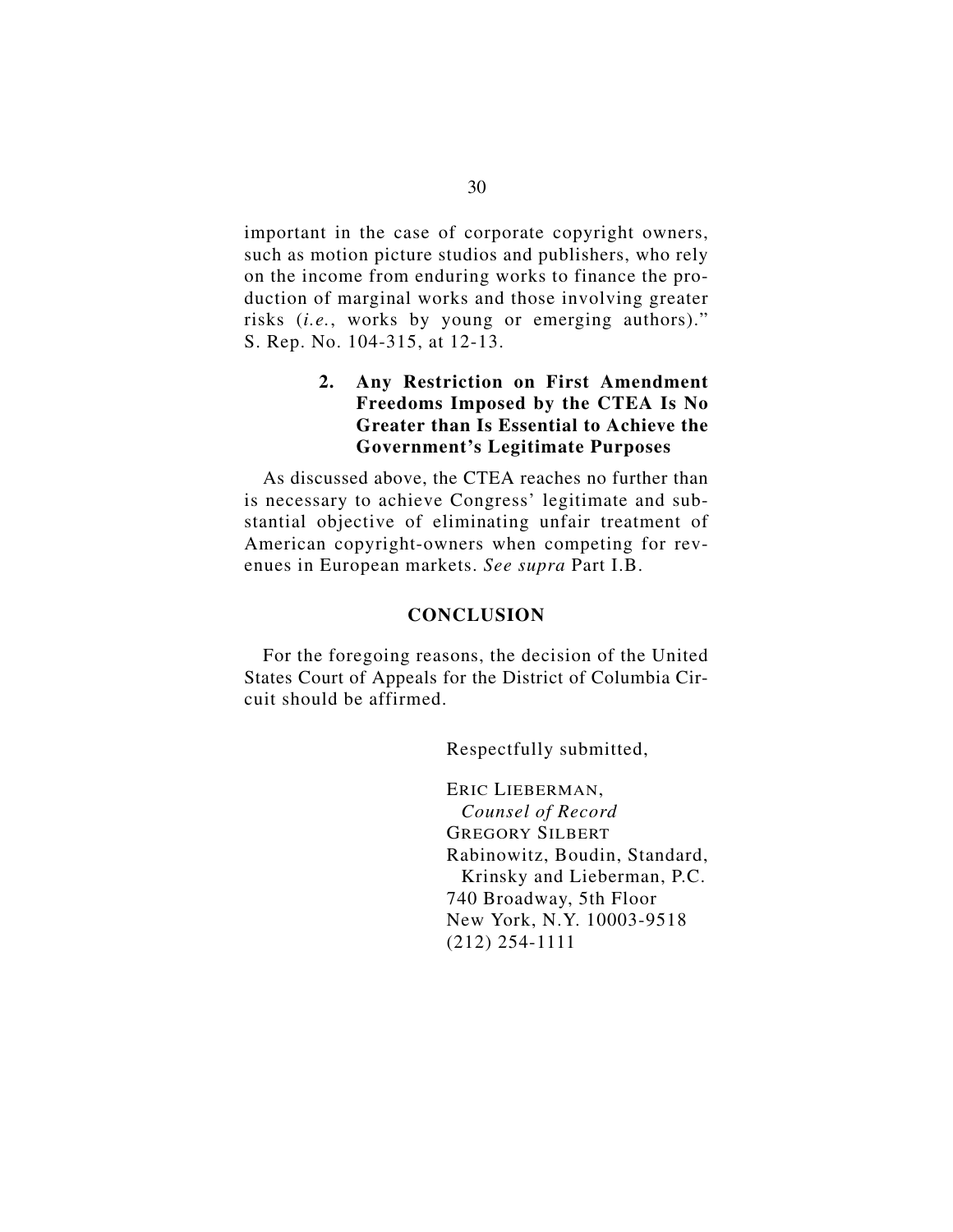important in the case of corporate copyright owners, such as motion picture studios and publishers, who rely on the income from enduring works to finance the production of marginal works and those involving greater risks (*i.e.*, works by young or emerging authors)." S. Rep. No. 104-315, at 12-13.

### 2. Any Restriction on First Amendment Freedoms Imposed by the CTEA Is No Greater than Is Essential to Achieve the Government's Legitimate Purposes

As discussed above, the CTEA reaches no further than is necessary to achieve Congress' legitimate and substantial objective of eliminating unfair treatment of American copyright-owners when competing for revenues in European markets. *See supra* Part I.B.

## CONCLUSION

For the foregoing reasons, the decision of the United States Court of Appeals for the District of Columbia Circuit should be affirmed.

Respectfully submitted,

ERIC LIEBERMAN,
*Counsel of Record*
GREGORY SILBERT
Rabinowitz, Boudin, Standard,
Krinsky and Lieberman, P.C.
740 Broadway, 5th Floor
New York, N.Y. 10003-9518
(212) 254-1111